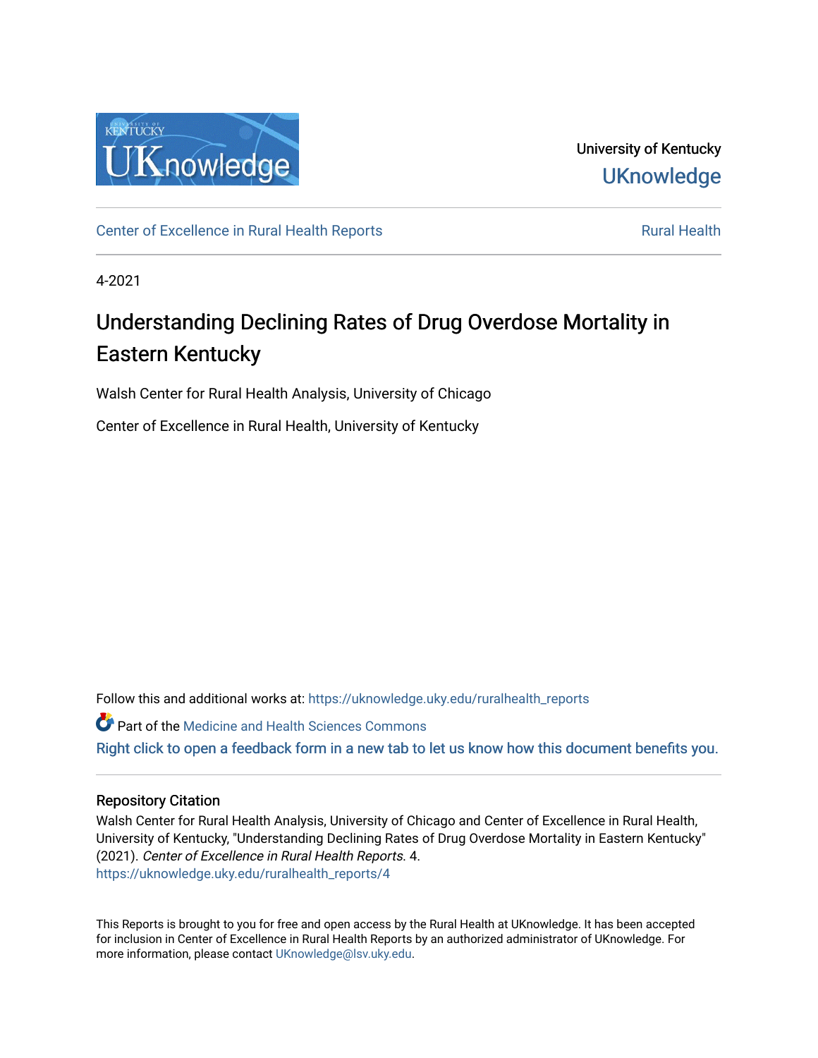University of Kentucky

UKnowledge

Center of Excellence in Rural Health Reports

Rural Health

4-2021

# Understanding Declining Rates of Drug Overdose Mortality in Eastern Kentucky

Walsh Center for Rural Health Analysis, University of Chicago

Center of Excellence in Rural Health, University of Kentucky

Follow this and additional works at: https://uknowledge.uky.edu/ruralhealth_reports

Part of the Medicine and Health Sciences Commons

Right click to open a feedback form in a new tab to let us know how this document benefits you.

## Repository Citation

Walsh Center for Rural Health Analysis, University of Chicago and Center of Excellence in Rural Health, University of Kentucky, "Understanding Declining Rates of Drug Overdose Mortality in Eastern Kentucky" (2021). *Center of Excellence in Rural Health Reports*. 4.
https://uknowledge.uky.edu/ruralhealth_reports/4

This Reports is brought to you for free and open access by the Rural Health at UKnowledge. It has been accepted for inclusion in Center of Excellence in Rural Health Reports by an authorized administrator of UKnowledge. For more information, please contact UKnowledge@lsv.uky.edu.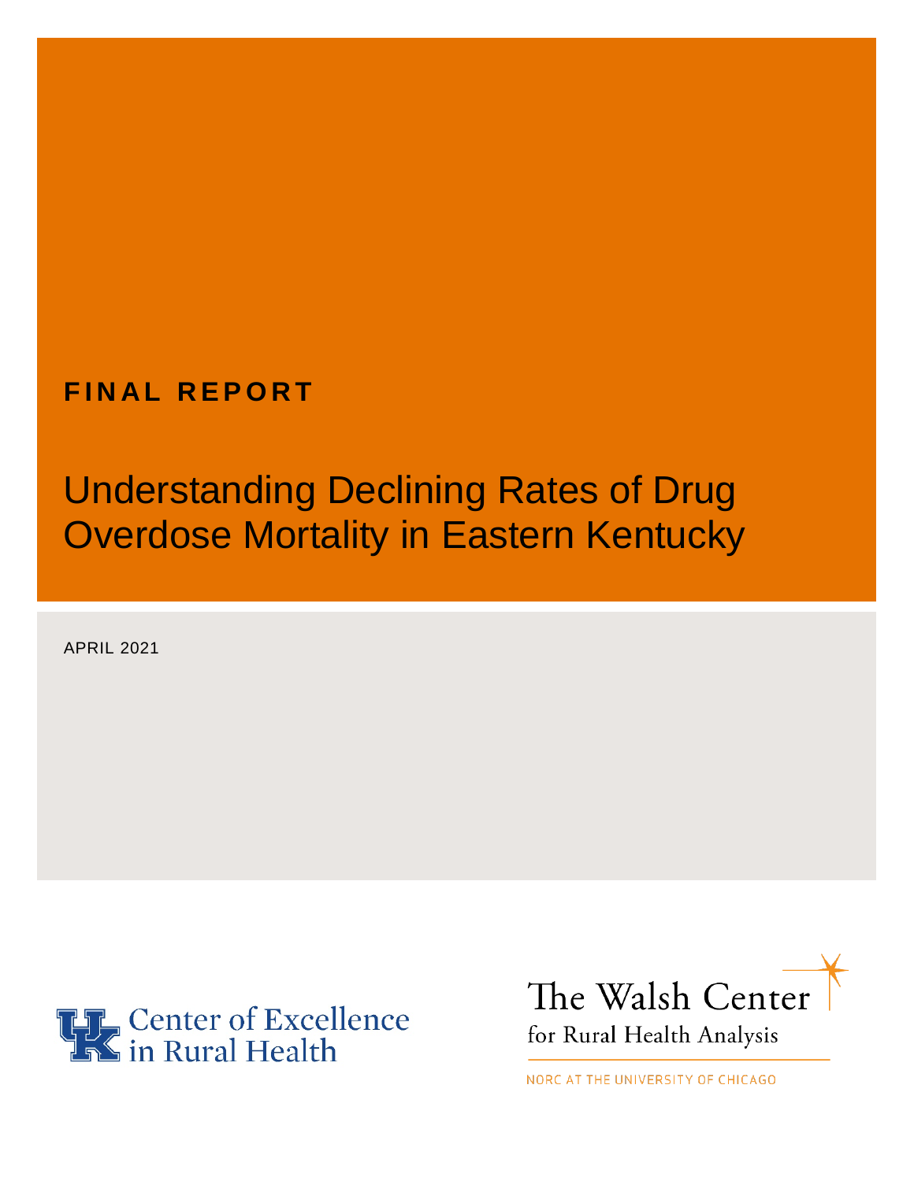**FINAL REPORT**

# Understanding Declining Rates of Drug Overdose Mortality in Eastern Kentucky

APRIL 2021

Center of Excellence in Rural Health

The Walsh Center for Rural Health Analysis

NORC AT THE UNIVERSITY OF CHICAGO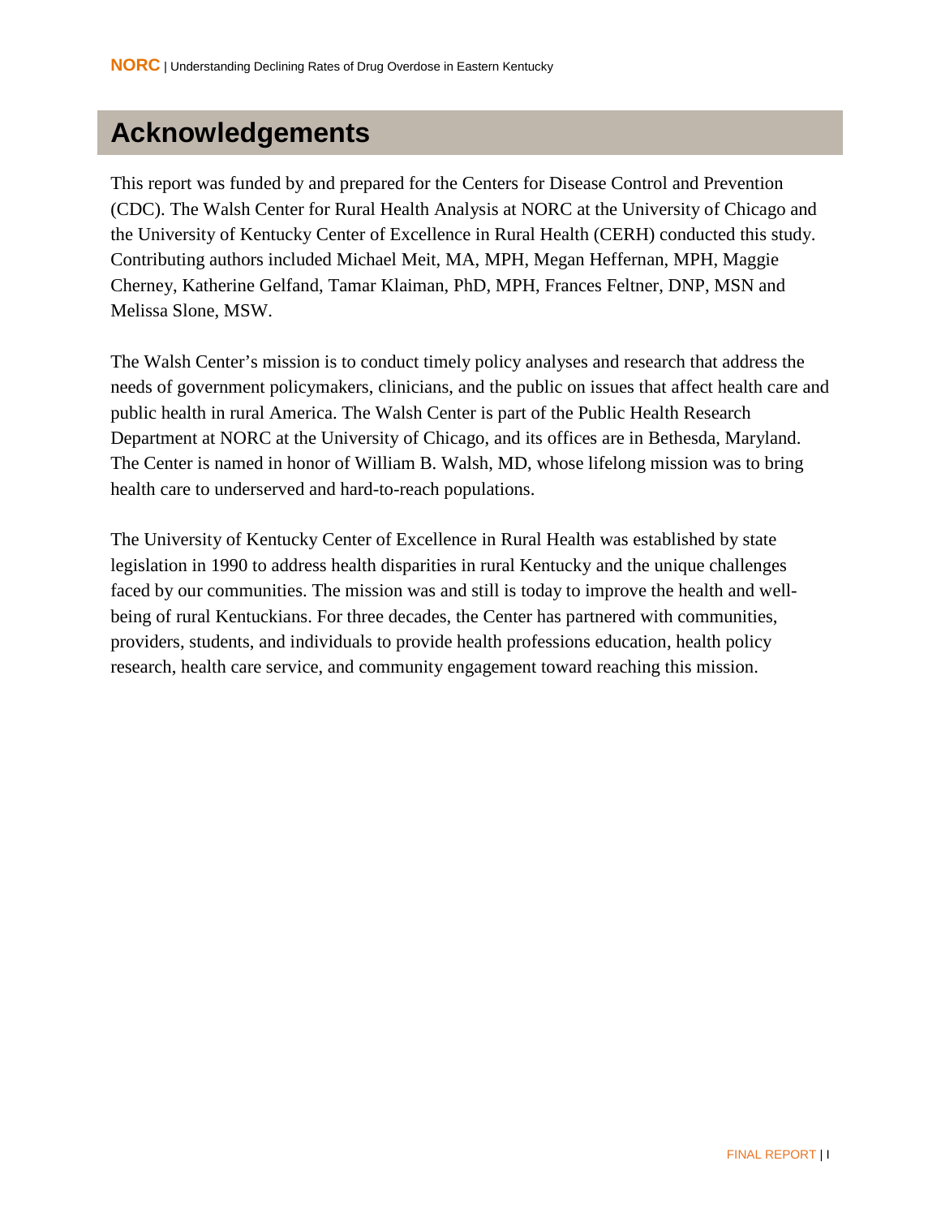# Acknowledgements

This report was funded by and prepared for the Centers for Disease Control and Prevention (CDC). The Walsh Center for Rural Health Analysis at NORC at the University of Chicago and the University of Kentucky Center of Excellence in Rural Health (CERH) conducted this study. Contributing authors included Michael Meit, MA, MPH, Megan Heffernan, MPH, Maggie Cherney, Katherine Gelfand, Tamar Klaiman, PhD, MPH, Frances Feltner, DNP, MSN and Melissa Slone, MSW.

The Walsh Center's mission is to conduct timely policy analyses and research that address the needs of government policymakers, clinicians, and the public on issues that affect health care and public health in rural America. The Walsh Center is part of the Public Health Research Department at NORC at the University of Chicago, and its offices are in Bethesda, Maryland. The Center is named in honor of William B. Walsh, MD, whose lifelong mission was to bring health care to underserved and hard-to-reach populations.

The University of Kentucky Center of Excellence in Rural Health was established by state legislation in 1990 to address health disparities in rural Kentucky and the unique challenges faced by our communities. The mission was and still is today to improve the health and well-being of rural Kentuckians. For three decades, the Center has partnered with communities, providers, students, and individuals to provide health professions education, health policy research, health care service, and community engagement toward reaching this mission.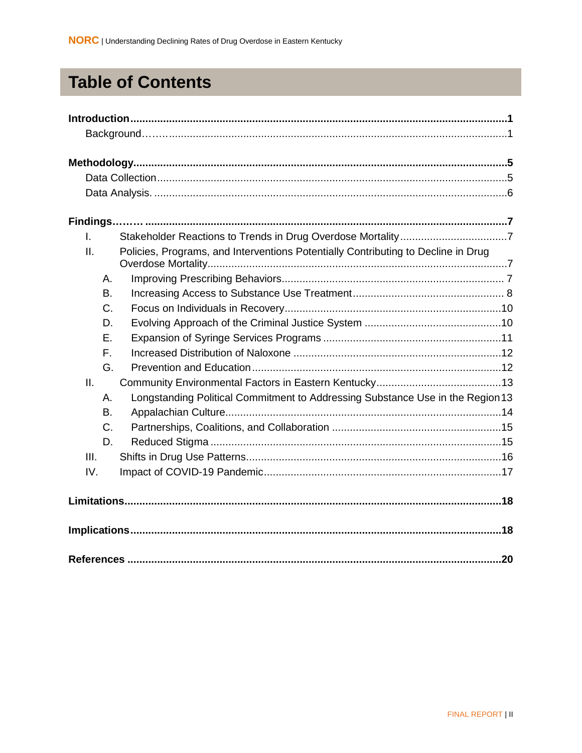# Table of Contents

**Introduction....................................................................................................................1**

Background……..............................................................................................................1

**Methodology.....................................................................................................................5**

Data Collection..................................................................................................................5

Data Analysis. ....................................................................................................................6

**Findings……… ..................................................................................................................7**

I. Stakeholder Reactions to Trends in Drug Overdose Mortality....................................7

II. Policies, Programs, and Interventions Potentially Contributing to Decline in Drug Overdose Mortality....................................................................................................7

- A. Improving Prescribing Behaviors.......................................................................... 7
- B. Increasing Access to Substance Use Treatment.................................................. 8
- C. Focus on Individuals in Recovery........................................................................10
- D. Evolving Approach of the Criminal Justice System .............................................10
- E. Expansion of Syringe Services Programs ...........................................................11
- F. Increased Distribution of Naloxone .....................................................................12
- G. Prevention and Education...................................................................................12

II. Community Environmental Factors in Eastern Kentucky..........................................13

- A. Longstanding Political Commitment to Addressing Substance Use in the Region 13
- B. Appalachian Culture............................................................................................14
- C. Partnerships, Coalitions, and Collaboration ........................................................15
- D. Reduced Stigma .................................................................................................15

III. Shifts in Drug Use Patterns......................................................................................16

IV. Impact of COVID-19 Pandemic...............................................................................17

**Limitations.......................................................................................................................18**

**Implications.....................................................................................................................18**

**References .......................................................................................................................20**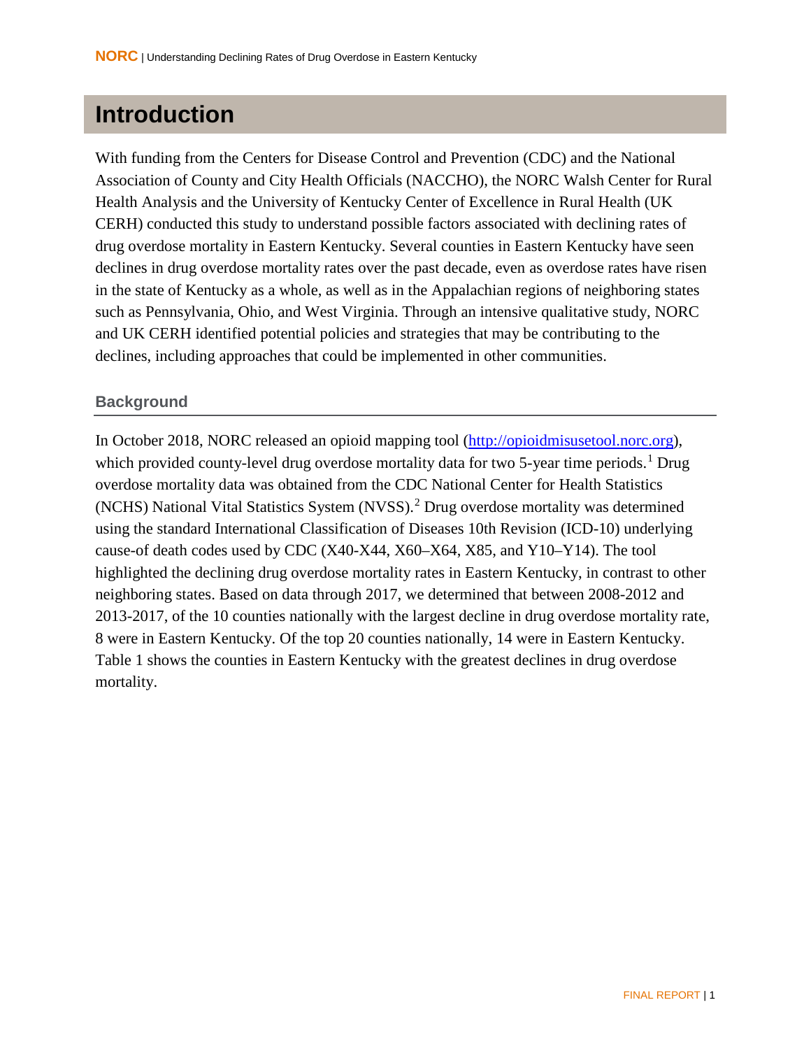# Introduction

With funding from the Centers for Disease Control and Prevention (CDC) and the National Association of County and City Health Officials (NACCHO), the NORC Walsh Center for Rural Health Analysis and the University of Kentucky Center of Excellence in Rural Health (UK CERH) conducted this study to understand possible factors associated with declining rates of drug overdose mortality in Eastern Kentucky. Several counties in Eastern Kentucky have seen declines in drug overdose mortality rates over the past decade, even as overdose rates have risen in the state of Kentucky as a whole, as well as in the Appalachian regions of neighboring states such as Pennsylvania, Ohio, and West Virginia. Through an intensive qualitative study, NORC and UK CERH identified potential policies and strategies that may be contributing to the declines, including approaches that could be implemented in other communities.

## Background

In October 2018, NORC released an opioid mapping tool (http://opioidmisusetool.norc.org), which provided county-level drug overdose mortality data for two 5-year time periods.[1] Drug overdose mortality data was obtained from the CDC National Center for Health Statistics (NCHS) National Vital Statistics System (NVSS).[2] Drug overdose mortality was determined using the standard International Classification of Diseases 10th Revision (ICD-10) underlying cause-of death codes used by CDC (X40-X44, X60–X64, X85, and Y10–Y14). The tool highlighted the declining drug overdose mortality rates in Eastern Kentucky, in contrast to other neighboring states. Based on data through 2017, we determined that between 2008-2012 and 2013-2017, of the 10 counties nationally with the largest decline in drug overdose mortality rate, 8 were in Eastern Kentucky. Of the top 20 counties nationally, 14 were in Eastern Kentucky. Table 1 shows the counties in Eastern Kentucky with the greatest declines in drug overdose mortality.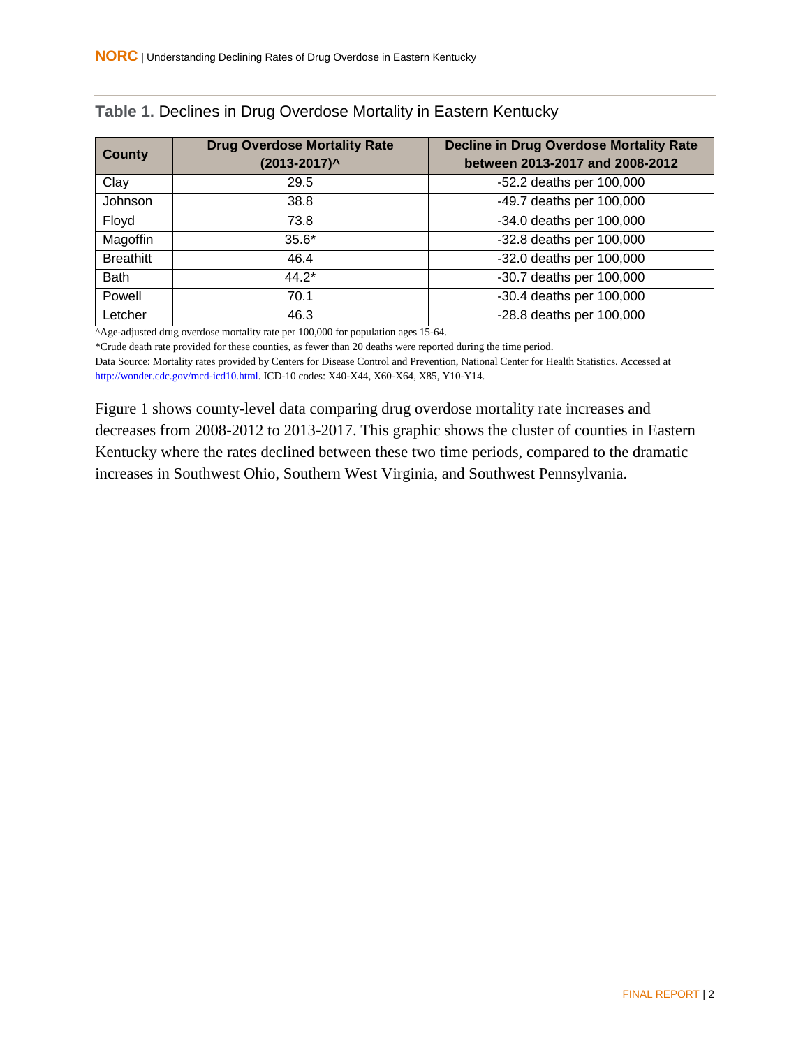**Table 1.** Declines in Drug Overdose Mortality in Eastern Kentucky

| County | Drug Overdose Mortality Rate (2013-2017)^ | Decline in Drug Overdose Mortality Rate between 2013-2017 and 2008-2012 |
|---|---|---|
| Clay | 29.5 | -52.2 deaths per 100,000 |
| Johnson | 38.8 | -49.7 deaths per 100,000 |
| Floyd | 73.8 | -34.0 deaths per 100,000 |
| Magoffin | 35.6* | -32.8 deaths per 100,000 |
| Breathitt | 46.4 | -32.0 deaths per 100,000 |
| Bath | 44.2* | -30.7 deaths per 100,000 |
| Powell | 70.1 | -30.4 deaths per 100,000 |
| Letcher | 46.3 | -28.8 deaths per 100,000 |

^Age-adjusted drug overdose mortality rate per 100,000 for population ages 15-64.

*Crude death rate provided for these counties, as fewer than 20 deaths were reported during the time period.

Data Source: Mortality rates provided by Centers for Disease Control and Prevention, National Center for Health Statistics. Accessed at http://wonder.cdc.gov/mcd-icd10.html. ICD-10 codes: X40-X44, X60-X64, X85, Y10-Y14.

Figure 1 shows county-level data comparing drug overdose mortality rate increases and decreases from 2008-2012 to 2013-2017. This graphic shows the cluster of counties in Eastern Kentucky where the rates declined between these two time periods, compared to the dramatic increases in Southwest Ohio, Southern West Virginia, and Southwest Pennsylvania.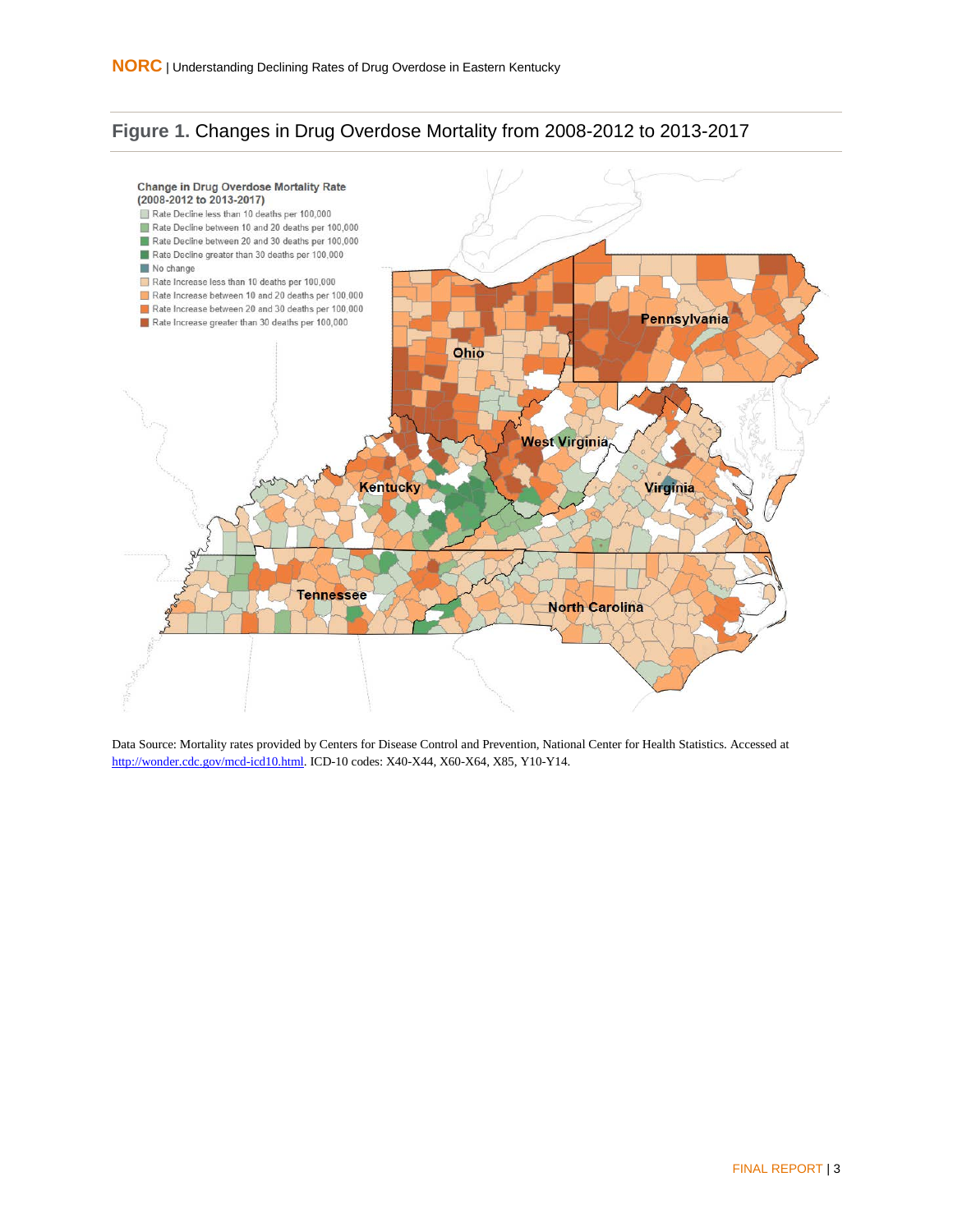## Figure 1. Changes in Drug Overdose Mortality from 2008-2012 to 2013-2017

Change in Drug Overdose Mortality Rate (2008-2012 to 2013-2017)

Rate Decline less than 10 deaths per 100,000

Rate Decline between 10 and 20 deaths per 100,000

Rate Decline between 20 and 30 deaths per 100,000

Rate Decline greater than 30 deaths per 100,000

No change

Rate Increase less than 10 deaths per 100,000

Rate Increase between 10 and 20 deaths per 100,000

Rate Increase between 20 and 30 deaths per 100,000

Rate Increase greater than 30 deaths per 100,000

Ohio

Pennsylvania

West Virginia

Kentucky

Virginia

Tennessee

North Carolina

Data Source: Mortality rates provided by Centers for Disease Control and Prevention, National Center for Health Statistics. Accessed at http://wonder.cdc.gov/mcd-icd10.html. ICD-10 codes: X40-X44, X60-X64, X85, Y10-Y14.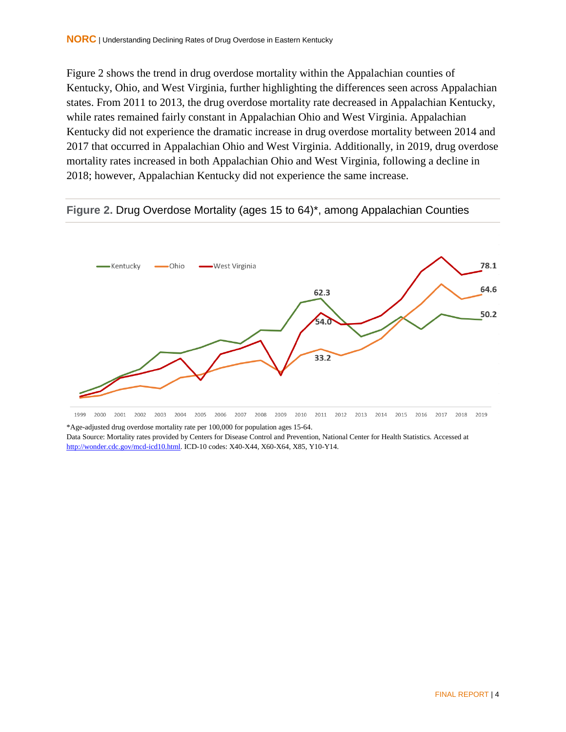Figure 2 shows the trend in drug overdose mortality within the Appalachian counties of Kentucky, Ohio, and West Virginia, further highlighting the differences seen across Appalachian states. From 2011 to 2013, the drug overdose mortality rate decreased in Appalachian Kentucky, while rates remained fairly constant in Appalachian Ohio and West Virginia. Appalachian Kentucky did not experience the dramatic increase in drug overdose mortality between 2014 and 2017 that occurred in Appalachian Ohio and West Virginia. Additionally, in 2019, drug overdose mortality rates increased in both Appalachian Ohio and West Virginia, following a decline in 2018; however, Appalachian Kentucky did not experience the same increase.

**Figure 2.** Drug Overdose Mortality (ages 15 to 64)*, among Appalachian Counties

Kentucky
Ohio
West Virginia

62.3
54.0
33.2
78.1
64.6
50.2

1999 2000 2001 2002 2003 2004 2005 2006 2007 2008 2009 2010 2011 2012 2013 2014 2015 2016 2017 2018 2019

*Age-adjusted drug overdose mortality rate per 100,000 for population ages 15-64.
Data Source: Mortality rates provided by Centers for Disease Control and Prevention, National Center for Health Statistics. Accessed at http://wonder.cdc.gov/mcd-icd10.html. ICD-10 codes: X40-X44, X60-X64, X85, Y10-Y14.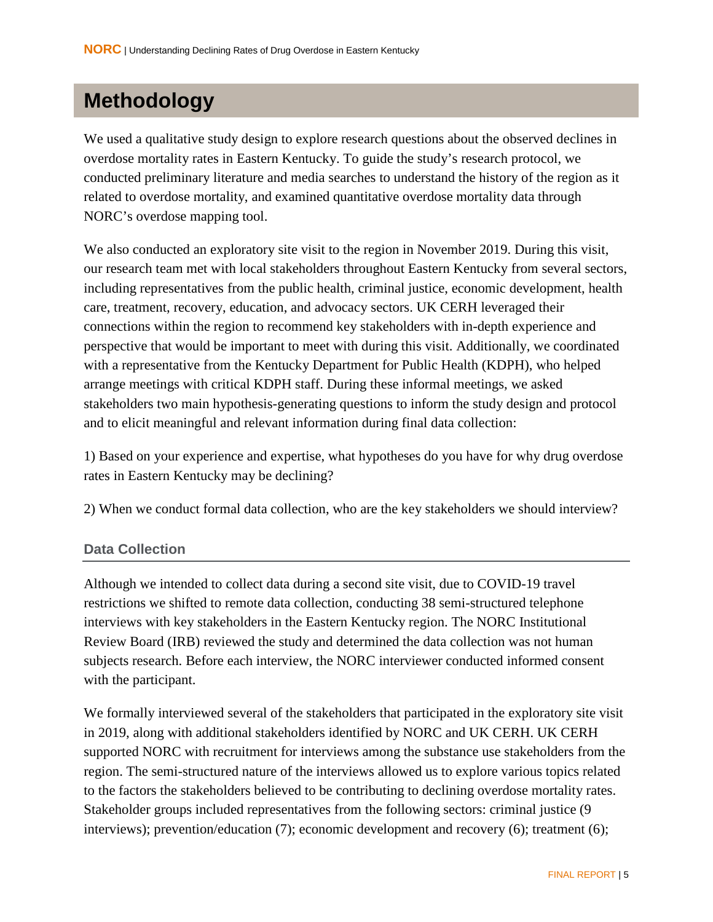# Methodology

We used a qualitative study design to explore research questions about the observed declines in overdose mortality rates in Eastern Kentucky. To guide the study's research protocol, we conducted preliminary literature and media searches to understand the history of the region as it related to overdose mortality, and examined quantitative overdose mortality data through NORC's overdose mapping tool.

We also conducted an exploratory site visit to the region in November 2019. During this visit, our research team met with local stakeholders throughout Eastern Kentucky from several sectors, including representatives from the public health, criminal justice, economic development, health care, treatment, recovery, education, and advocacy sectors. UK CERH leveraged their connections within the region to recommend key stakeholders with in-depth experience and perspective that would be important to meet with during this visit. Additionally, we coordinated with a representative from the Kentucky Department for Public Health (KDPH), who helped arrange meetings with critical KDPH staff. During these informal meetings, we asked stakeholders two main hypothesis-generating questions to inform the study design and protocol and to elicit meaningful and relevant information during final data collection:

1) Based on your experience and expertise, what hypotheses do you have for why drug overdose rates in Eastern Kentucky may be declining?

2) When we conduct formal data collection, who are the key stakeholders we should interview?

## Data Collection

Although we intended to collect data during a second site visit, due to COVID-19 travel restrictions we shifted to remote data collection, conducting 38 semi-structured telephone interviews with key stakeholders in the Eastern Kentucky region. The NORC Institutional Review Board (IRB) reviewed the study and determined the data collection was not human subjects research. Before each interview, the NORC interviewer conducted informed consent with the participant.

We formally interviewed several of the stakeholders that participated in the exploratory site visit in 2019, along with additional stakeholders identified by NORC and UK CERH. UK CERH supported NORC with recruitment for interviews among the substance use stakeholders from the region. The semi-structured nature of the interviews allowed us to explore various topics related to the factors the stakeholders believed to be contributing to declining overdose mortality rates. Stakeholder groups included representatives from the following sectors: criminal justice (9 interviews); prevention/education (7); economic development and recovery (6); treatment (6);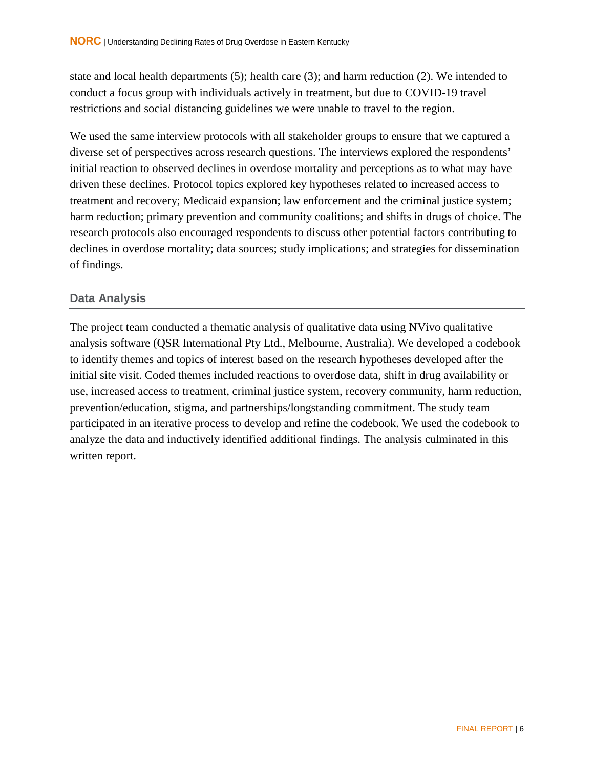state and local health departments (5); health care (3); and harm reduction (2). We intended to conduct a focus group with individuals actively in treatment, but due to COVID-19 travel restrictions and social distancing guidelines we were unable to travel to the region.

We used the same interview protocols with all stakeholder groups to ensure that we captured a diverse set of perspectives across research questions. The interviews explored the respondents' initial reaction to observed declines in overdose mortality and perceptions as to what may have driven these declines. Protocol topics explored key hypotheses related to increased access to treatment and recovery; Medicaid expansion; law enforcement and the criminal justice system; harm reduction; primary prevention and community coalitions; and shifts in drugs of choice. The research protocols also encouraged respondents to discuss other potential factors contributing to declines in overdose mortality; data sources; study implications; and strategies for dissemination of findings.

## Data Analysis

The project team conducted a thematic analysis of qualitative data using NVivo qualitative analysis software (QSR International Pty Ltd., Melbourne, Australia). We developed a codebook to identify themes and topics of interest based on the research hypotheses developed after the initial site visit. Coded themes included reactions to overdose data, shift in drug availability or use, increased access to treatment, criminal justice system, recovery community, harm reduction, prevention/education, stigma, and partnerships/longstanding commitment. The study team participated in an iterative process to develop and refine the codebook. We used the codebook to analyze the data and inductively identified additional findings. The analysis culminated in this written report.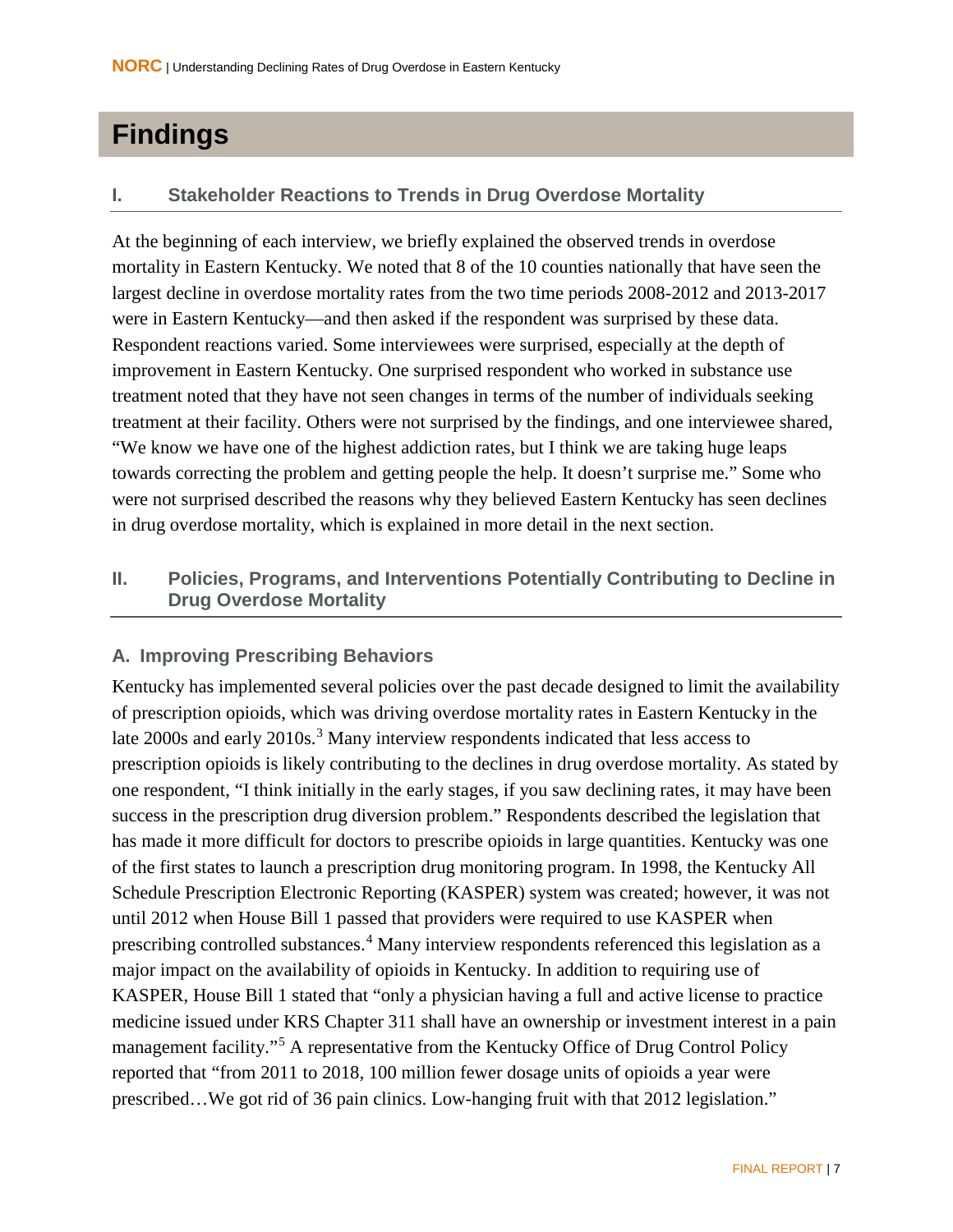# Findings

## I. Stakeholder Reactions to Trends in Drug Overdose Mortality

At the beginning of each interview, we briefly explained the observed trends in overdose mortality in Eastern Kentucky. We noted that 8 of the 10 counties nationally that have seen the largest decline in overdose mortality rates from the two time periods 2008-2012 and 2013-2017 were in Eastern Kentucky—and then asked if the respondent was surprised by these data. Respondent reactions varied. Some interviewees were surprised, especially at the depth of improvement in Eastern Kentucky. One surprised respondent who worked in substance use treatment noted that they have not seen changes in terms of the number of individuals seeking treatment at their facility. Others were not surprised by the findings, and one interviewee shared, "We know we have one of the highest addiction rates, but I think we are taking huge leaps towards correcting the problem and getting people the help. It doesn't surprise me." Some who were not surprised described the reasons why they believed Eastern Kentucky has seen declines in drug overdose mortality, which is explained in more detail in the next section.

## II. Policies, Programs, and Interventions Potentially Contributing to Decline in Drug Overdose Mortality

### A. Improving Prescribing Behaviors

Kentucky has implemented several policies over the past decade designed to limit the availability of prescription opioids, which was driving overdose mortality rates in Eastern Kentucky in the late 2000s and early 2010s.[3] Many interview respondents indicated that less access to prescription opioids is likely contributing to the declines in drug overdose mortality. As stated by one respondent, "I think initially in the early stages, if you saw declining rates, it may have been success in the prescription drug diversion problem." Respondents described the legislation that has made it more difficult for doctors to prescribe opioids in large quantities. Kentucky was one of the first states to launch a prescription drug monitoring program. In 1998, the Kentucky All Schedule Prescription Electronic Reporting (KASPER) system was created; however, it was not until 2012 when House Bill 1 passed that providers were required to use KASPER when prescribing controlled substances.[4] Many interview respondents referenced this legislation as a major impact on the availability of opioids in Kentucky. In addition to requiring use of KASPER, House Bill 1 stated that "only a physician having a full and active license to practice medicine issued under KRS Chapter 311 shall have an ownership or investment interest in a pain management facility."[5] A representative from the Kentucky Office of Drug Control Policy reported that "from 2011 to 2018, 100 million fewer dosage units of opioids a year were prescribed…We got rid of 36 pain clinics. Low-hanging fruit with that 2012 legislation."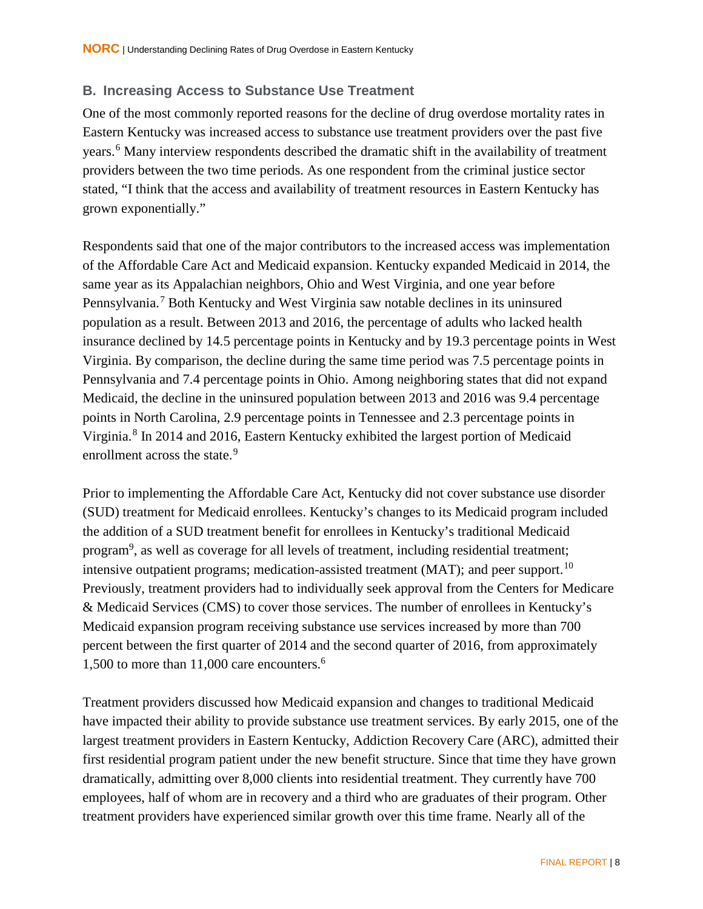## B. Increasing Access to Substance Use Treatment

One of the most commonly reported reasons for the decline of drug overdose mortality rates in Eastern Kentucky was increased access to substance use treatment providers over the past five years.[6] Many interview respondents described the dramatic shift in the availability of treatment providers between the two time periods. As one respondent from the criminal justice sector stated, "I think that the access and availability of treatment resources in Eastern Kentucky has grown exponentially."

Respondents said that one of the major contributors to the increased access was implementation of the Affordable Care Act and Medicaid expansion. Kentucky expanded Medicaid in 2014, the same year as its Appalachian neighbors, Ohio and West Virginia, and one year before Pennsylvania.[7] Both Kentucky and West Virginia saw notable declines in its uninsured population as a result. Between 2013 and 2016, the percentage of adults who lacked health insurance declined by 14.5 percentage points in Kentucky and by 19.3 percentage points in West Virginia. By comparison, the decline during the same time period was 7.5 percentage points in Pennsylvania and 7.4 percentage points in Ohio. Among neighboring states that did not expand Medicaid, the decline in the uninsured population between 2013 and 2016 was 9.4 percentage points in North Carolina, 2.9 percentage points in Tennessee and 2.3 percentage points in Virginia.[8] In 2014 and 2016, Eastern Kentucky exhibited the largest portion of Medicaid enrollment across the state.[9]

Prior to implementing the Affordable Care Act, Kentucky did not cover substance use disorder (SUD) treatment for Medicaid enrollees. Kentucky's changes to its Medicaid program included the addition of a SUD treatment benefit for enrollees in Kentucky's traditional Medicaid program[9], as well as coverage for all levels of treatment, including residential treatment; intensive outpatient programs; medication-assisted treatment (MAT); and peer support.[10] Previously, treatment providers had to individually seek approval from the Centers for Medicare & Medicaid Services (CMS) to cover those services. The number of enrollees in Kentucky's Medicaid expansion program receiving substance use services increased by more than 700 percent between the first quarter of 2014 and the second quarter of 2016, from approximately 1,500 to more than 11,000 care encounters.[6]

Treatment providers discussed how Medicaid expansion and changes to traditional Medicaid have impacted their ability to provide substance use treatment services. By early 2015, one of the largest treatment providers in Eastern Kentucky, Addiction Recovery Care (ARC), admitted their first residential program patient under the new benefit structure. Since that time they have grown dramatically, admitting over 8,000 clients into residential treatment. They currently have 700 employees, half of whom are in recovery and a third who are graduates of their program. Other treatment providers have experienced similar growth over this time frame. Nearly all of the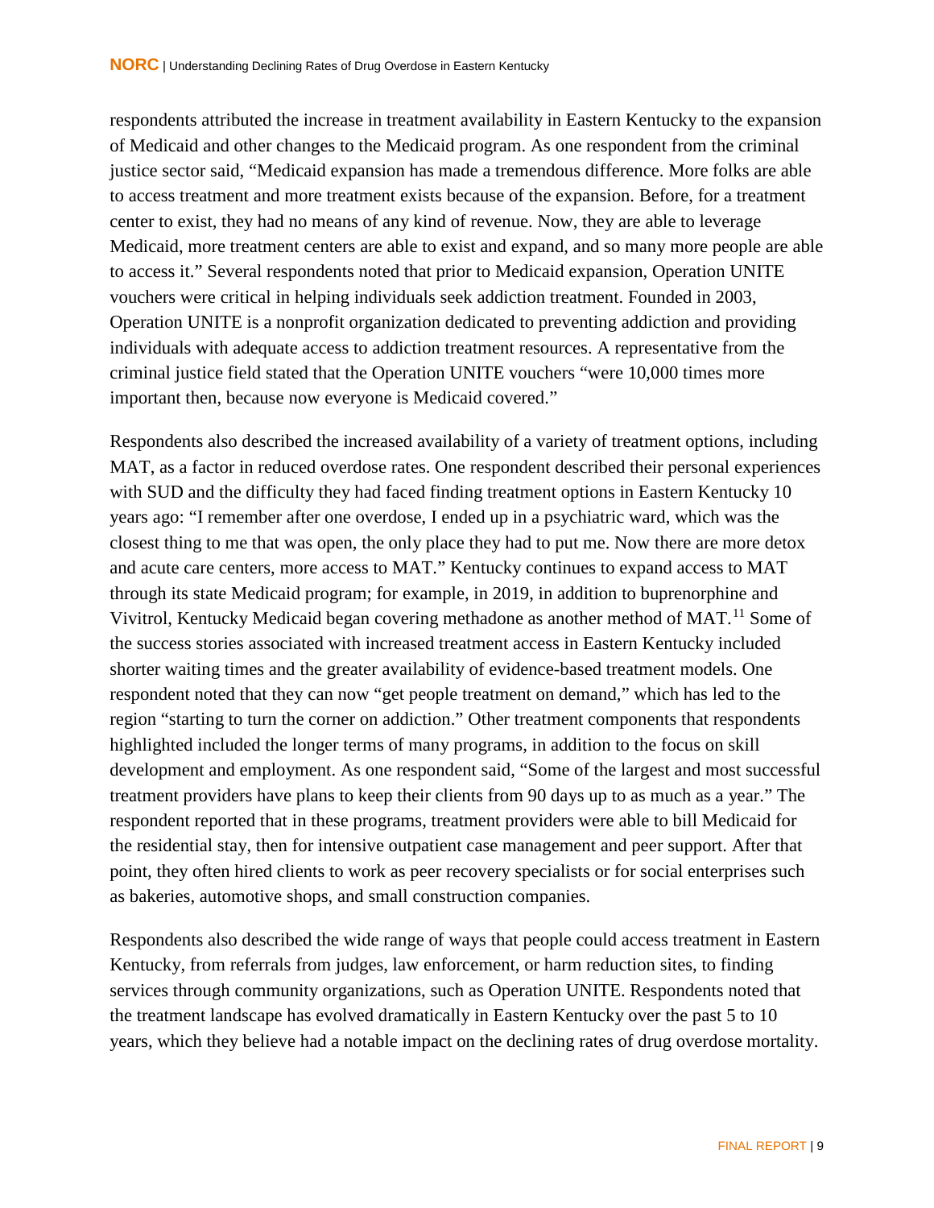respondents attributed the increase in treatment availability in Eastern Kentucky to the expansion of Medicaid and other changes to the Medicaid program. As one respondent from the criminal justice sector said, "Medicaid expansion has made a tremendous difference. More folks are able to access treatment and more treatment exists because of the expansion. Before, for a treatment center to exist, they had no means of any kind of revenue. Now, they are able to leverage Medicaid, more treatment centers are able to exist and expand, and so many more people are able to access it." Several respondents noted that prior to Medicaid expansion, Operation UNITE vouchers were critical in helping individuals seek addiction treatment. Founded in 2003, Operation UNITE is a nonprofit organization dedicated to preventing addiction and providing individuals with adequate access to addiction treatment resources. A representative from the criminal justice field stated that the Operation UNITE vouchers "were 10,000 times more important then, because now everyone is Medicaid covered."

Respondents also described the increased availability of a variety of treatment options, including MAT, as a factor in reduced overdose rates. One respondent described their personal experiences with SUD and the difficulty they had faced finding treatment options in Eastern Kentucky 10 years ago: "I remember after one overdose, I ended up in a psychiatric ward, which was the closest thing to me that was open, the only place they had to put me. Now there are more detox and acute care centers, more access to MAT." Kentucky continues to expand access to MAT through its state Medicaid program; for example, in 2019, in addition to buprenorphine and Vivitrol, Kentucky Medicaid began covering methadone as another method of MAT.[11] Some of the success stories associated with increased treatment access in Eastern Kentucky included shorter waiting times and the greater availability of evidence-based treatment models. One respondent noted that they can now "get people treatment on demand," which has led to the region "starting to turn the corner on addiction." Other treatment components that respondents highlighted included the longer terms of many programs, in addition to the focus on skill development and employment. As one respondent said, "Some of the largest and most successful treatment providers have plans to keep their clients from 90 days up to as much as a year." The respondent reported that in these programs, treatment providers were able to bill Medicaid for the residential stay, then for intensive outpatient case management and peer support. After that point, they often hired clients to work as peer recovery specialists or for social enterprises such as bakeries, automotive shops, and small construction companies.

Respondents also described the wide range of ways that people could access treatment in Eastern Kentucky, from referrals from judges, law enforcement, or harm reduction sites, to finding services through community organizations, such as Operation UNITE. Respondents noted that the treatment landscape has evolved dramatically in Eastern Kentucky over the past 5 to 10 years, which they believe had a notable impact on the declining rates of drug overdose mortality.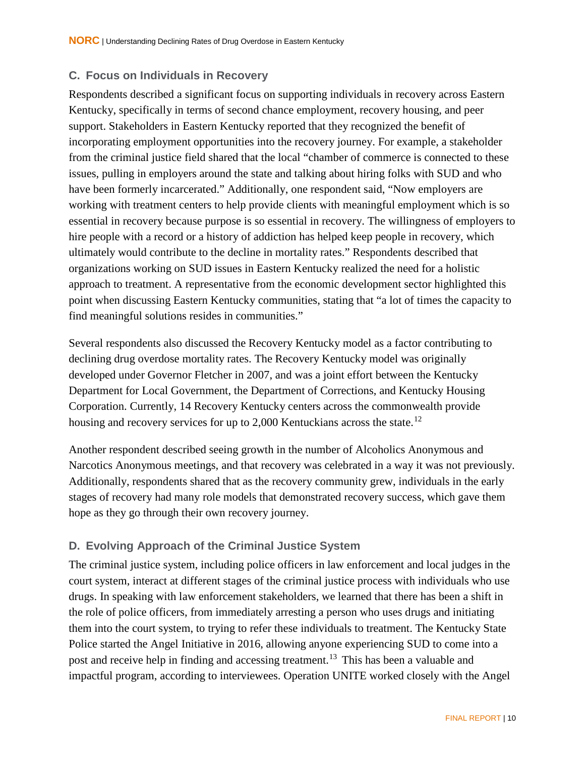## C. Focus on Individuals in Recovery

Respondents described a significant focus on supporting individuals in recovery across Eastern Kentucky, specifically in terms of second chance employment, recovery housing, and peer support. Stakeholders in Eastern Kentucky reported that they recognized the benefit of incorporating employment opportunities into the recovery journey. For example, a stakeholder from the criminal justice field shared that the local "chamber of commerce is connected to these issues, pulling in employers around the state and talking about hiring folks with SUD and who have been formerly incarcerated." Additionally, one respondent said, "Now employers are working with treatment centers to help provide clients with meaningful employment which is so essential in recovery because purpose is so essential in recovery. The willingness of employers to hire people with a record or a history of addiction has helped keep people in recovery, which ultimately would contribute to the decline in mortality rates." Respondents described that organizations working on SUD issues in Eastern Kentucky realized the need for a holistic approach to treatment. A representative from the economic development sector highlighted this point when discussing Eastern Kentucky communities, stating that "a lot of times the capacity to find meaningful solutions resides in communities."

Several respondents also discussed the Recovery Kentucky model as a factor contributing to declining drug overdose mortality rates. The Recovery Kentucky model was originally developed under Governor Fletcher in 2007, and was a joint effort between the Kentucky Department for Local Government, the Department of Corrections, and Kentucky Housing Corporation. Currently, 14 Recovery Kentucky centers across the commonwealth provide housing and recovery services for up to 2,000 Kentuckians across the state.[12]

Another respondent described seeing growth in the number of Alcoholics Anonymous and Narcotics Anonymous meetings, and that recovery was celebrated in a way it was not previously. Additionally, respondents shared that as the recovery community grew, individuals in the early stages of recovery had many role models that demonstrated recovery success, which gave them hope as they go through their own recovery journey.

## D. Evolving Approach of the Criminal Justice System

The criminal justice system, including police officers in law enforcement and local judges in the court system, interact at different stages of the criminal justice process with individuals who use drugs. In speaking with law enforcement stakeholders, we learned that there has been a shift in the role of police officers, from immediately arresting a person who uses drugs and initiating them into the court system, to trying to refer these individuals to treatment. The Kentucky State Police started the Angel Initiative in 2016, allowing anyone experiencing SUD to come into a post and receive help in finding and accessing treatment.[13] This has been a valuable and impactful program, according to interviewees. Operation UNITE worked closely with the Angel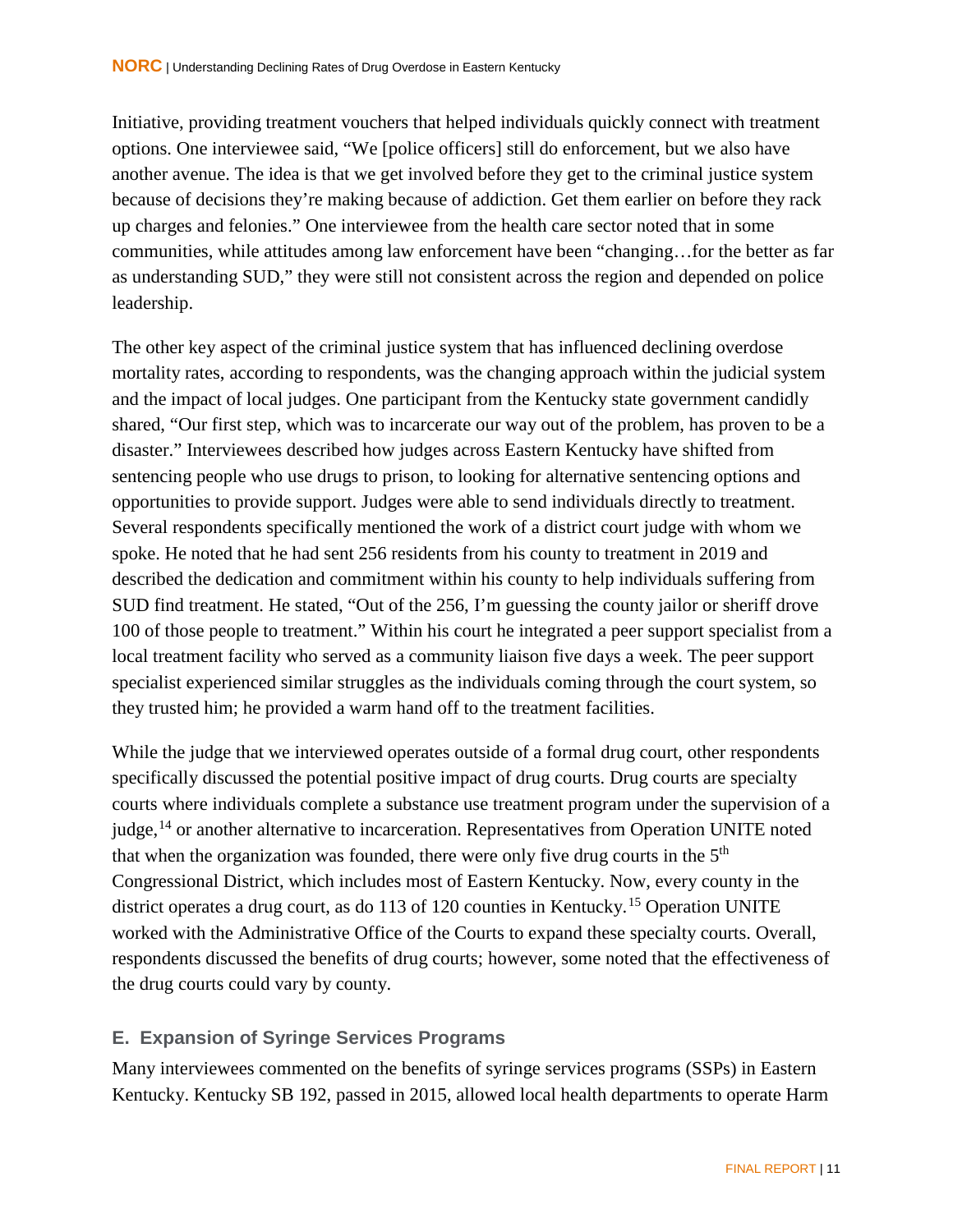Initiative, providing treatment vouchers that helped individuals quickly connect with treatment options. One interviewee said, "We [police officers] still do enforcement, but we also have another avenue. The idea is that we get involved before they get to the criminal justice system because of decisions they're making because of addiction. Get them earlier on before they rack up charges and felonies." One interviewee from the health care sector noted that in some communities, while attitudes among law enforcement have been "changing…for the better as far as understanding SUD," they were still not consistent across the region and depended on police leadership.

The other key aspect of the criminal justice system that has influenced declining overdose mortality rates, according to respondents, was the changing approach within the judicial system and the impact of local judges. One participant from the Kentucky state government candidly shared, "Our first step, which was to incarcerate our way out of the problem, has proven to be a disaster." Interviewees described how judges across Eastern Kentucky have shifted from sentencing people who use drugs to prison, to looking for alternative sentencing options and opportunities to provide support. Judges were able to send individuals directly to treatment. Several respondents specifically mentioned the work of a district court judge with whom we spoke. He noted that he had sent 256 residents from his county to treatment in 2019 and described the dedication and commitment within his county to help individuals suffering from SUD find treatment. He stated, "Out of the 256, I'm guessing the county jailor or sheriff drove 100 of those people to treatment." Within his court he integrated a peer support specialist from a local treatment facility who served as a community liaison five days a week. The peer support specialist experienced similar struggles as the individuals coming through the court system, so they trusted him; he provided a warm hand off to the treatment facilities.

While the judge that we interviewed operates outside of a formal drug court, other respondents specifically discussed the potential positive impact of drug courts. Drug courts are specialty courts where individuals complete a substance use treatment program under the supervision of a judge,[14] or another alternative to incarceration. Representatives from Operation UNITE noted that when the organization was founded, there were only five drug courts in the 5th Congressional District, which includes most of Eastern Kentucky. Now, every county in the district operates a drug court, as do 113 of 120 counties in Kentucky.[15] Operation UNITE worked with the Administrative Office of the Courts to expand these specialty courts. Overall, respondents discussed the benefits of drug courts; however, some noted that the effectiveness of the drug courts could vary by county.

### E. Expansion of Syringe Services Programs

Many interviewees commented on the benefits of syringe services programs (SSPs) in Eastern Kentucky. Kentucky SB 192, passed in 2015, allowed local health departments to operate Harm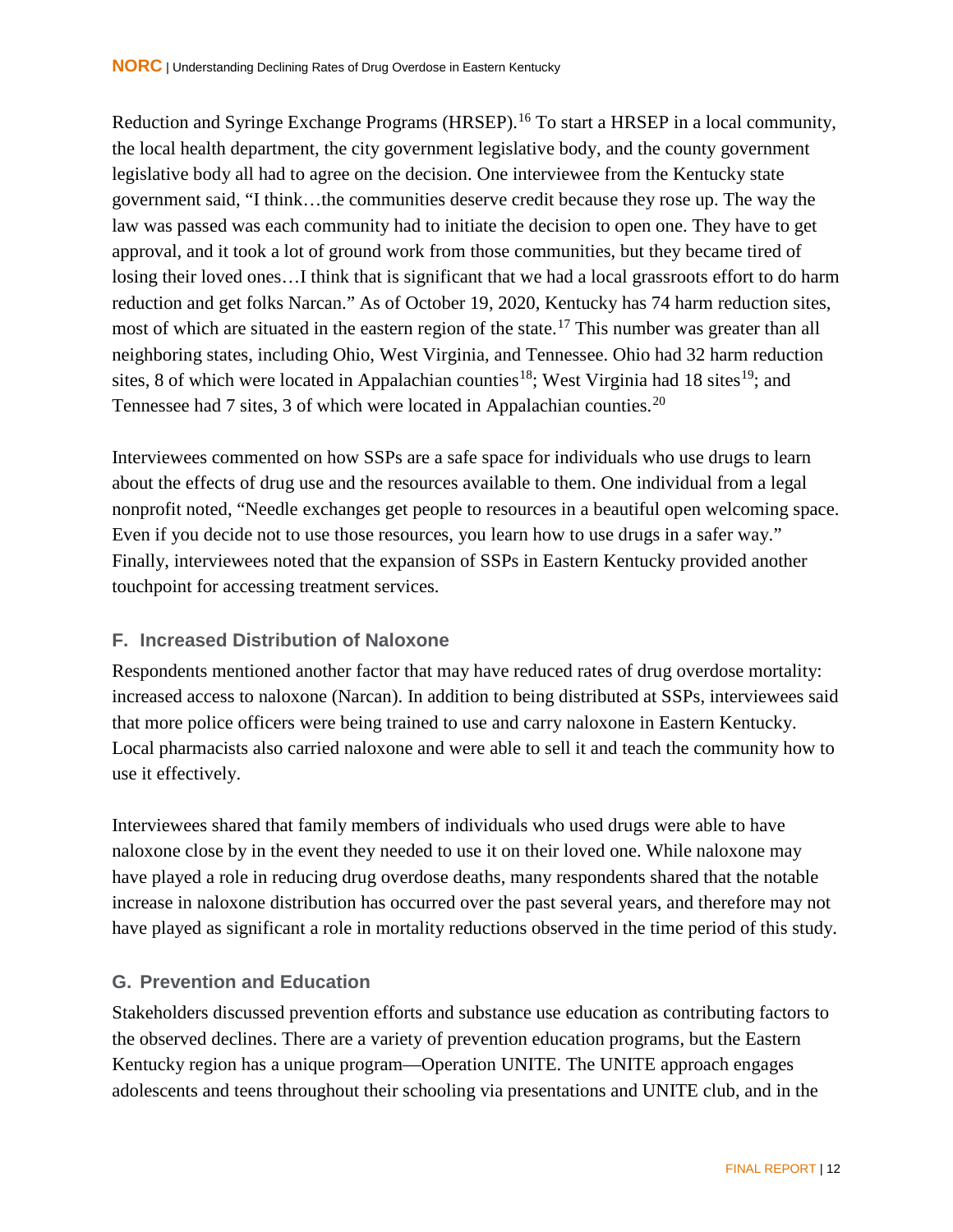Reduction and Syringe Exchange Programs (HRSEP).[16] To start a HRSEP in a local community, the local health department, the city government legislative body, and the county government legislative body all had to agree on the decision. One interviewee from the Kentucky state government said, "I think…the communities deserve credit because they rose up. The way the law was passed was each community had to initiate the decision to open one. They have to get approval, and it took a lot of ground work from those communities, but they became tired of losing their loved ones…I think that is significant that we had a local grassroots effort to do harm reduction and get folks Narcan." As of October 19, 2020, Kentucky has 74 harm reduction sites, most of which are situated in the eastern region of the state.[17] This number was greater than all neighboring states, including Ohio, West Virginia, and Tennessee. Ohio had 32 harm reduction sites, 8 of which were located in Appalachian counties[18]; West Virginia had 18 sites[19]; and Tennessee had 7 sites, 3 of which were located in Appalachian counties.[20]

Interviewees commented on how SSPs are a safe space for individuals who use drugs to learn about the effects of drug use and the resources available to them. One individual from a legal nonprofit noted, "Needle exchanges get people to resources in a beautiful open welcoming space. Even if you decide not to use those resources, you learn how to use drugs in a safer way." Finally, interviewees noted that the expansion of SSPs in Eastern Kentucky provided another touchpoint for accessing treatment services.

### F. Increased Distribution of Naloxone

Respondents mentioned another factor that may have reduced rates of drug overdose mortality: increased access to naloxone (Narcan). In addition to being distributed at SSPs, interviewees said that more police officers were being trained to use and carry naloxone in Eastern Kentucky. Local pharmacists also carried naloxone and were able to sell it and teach the community how to use it effectively.

Interviewees shared that family members of individuals who used drugs were able to have naloxone close by in the event they needed to use it on their loved one. While naloxone may have played a role in reducing drug overdose deaths, many respondents shared that the notable increase in naloxone distribution has occurred over the past several years, and therefore may not have played as significant a role in mortality reductions observed in the time period of this study.

### G. Prevention and Education

Stakeholders discussed prevention efforts and substance use education as contributing factors to the observed declines. There are a variety of prevention education programs, but the Eastern Kentucky region has a unique program—Operation UNITE. The UNITE approach engages adolescents and teens throughout their schooling via presentations and UNITE club, and in the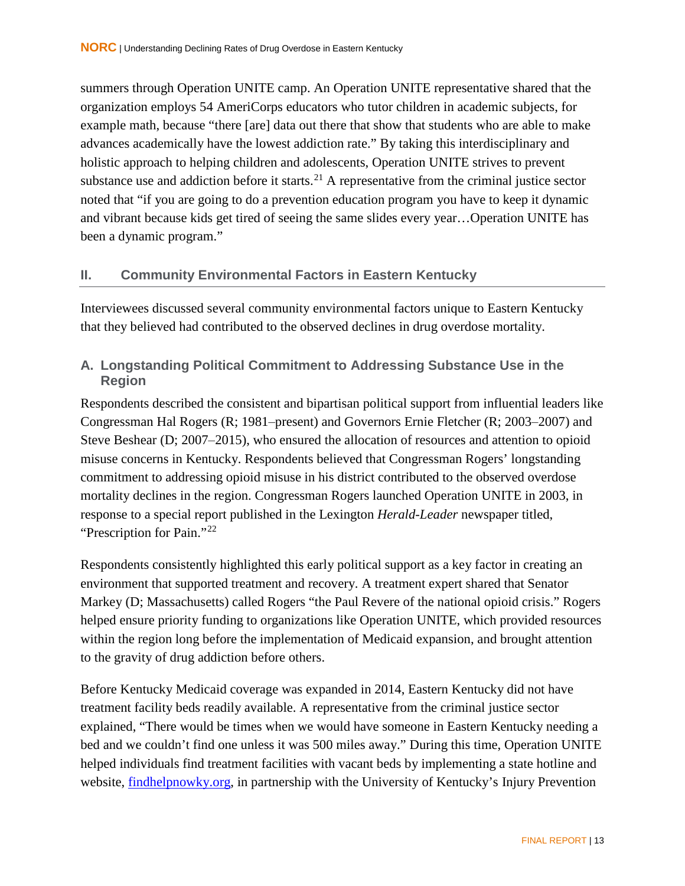summers through Operation UNITE camp. An Operation UNITE representative shared that the organization employs 54 AmeriCorps educators who tutor children in academic subjects, for example math, because "there [are] data out there that show that students who are able to make advances academically have the lowest addiction rate." By taking this interdisciplinary and holistic approach to helping children and adolescents, Operation UNITE strives to prevent substance use and addiction before it starts.[21] A representative from the criminal justice sector noted that "if you are going to do a prevention education program you have to keep it dynamic and vibrant because kids get tired of seeing the same slides every year…Operation UNITE has been a dynamic program."

## II. Community Environmental Factors in Eastern Kentucky

Interviewees discussed several community environmental factors unique to Eastern Kentucky that they believed had contributed to the observed declines in drug overdose mortality.

### A. Longstanding Political Commitment to Addressing Substance Use in the Region

Respondents described the consistent and bipartisan political support from influential leaders like Congressman Hal Rogers (R; 1981–present) and Governors Ernie Fletcher (R; 2003–2007) and Steve Beshear (D; 2007–2015), who ensured the allocation of resources and attention to opioid misuse concerns in Kentucky. Respondents believed that Congressman Rogers' longstanding commitment to addressing opioid misuse in his district contributed to the observed overdose mortality declines in the region. Congressman Rogers launched Operation UNITE in 2003, in response to a special report published in the Lexington *Herald-Leader* newspaper titled, "Prescription for Pain."[22]

Respondents consistently highlighted this early political support as a key factor in creating an environment that supported treatment and recovery. A treatment expert shared that Senator Markey (D; Massachusetts) called Rogers "the Paul Revere of the national opioid crisis." Rogers helped ensure priority funding to organizations like Operation UNITE, which provided resources within the region long before the implementation of Medicaid expansion, and brought attention to the gravity of drug addiction before others.

Before Kentucky Medicaid coverage was expanded in 2014, Eastern Kentucky did not have treatment facility beds readily available. A representative from the criminal justice sector explained, "There would be times when we would have someone in Eastern Kentucky needing a bed and we couldn't find one unless it was 500 miles away." During this time, Operation UNITE helped individuals find treatment facilities with vacant beds by implementing a state hotline and website, findhelpnowky.org, in partnership with the University of Kentucky's Injury Prevention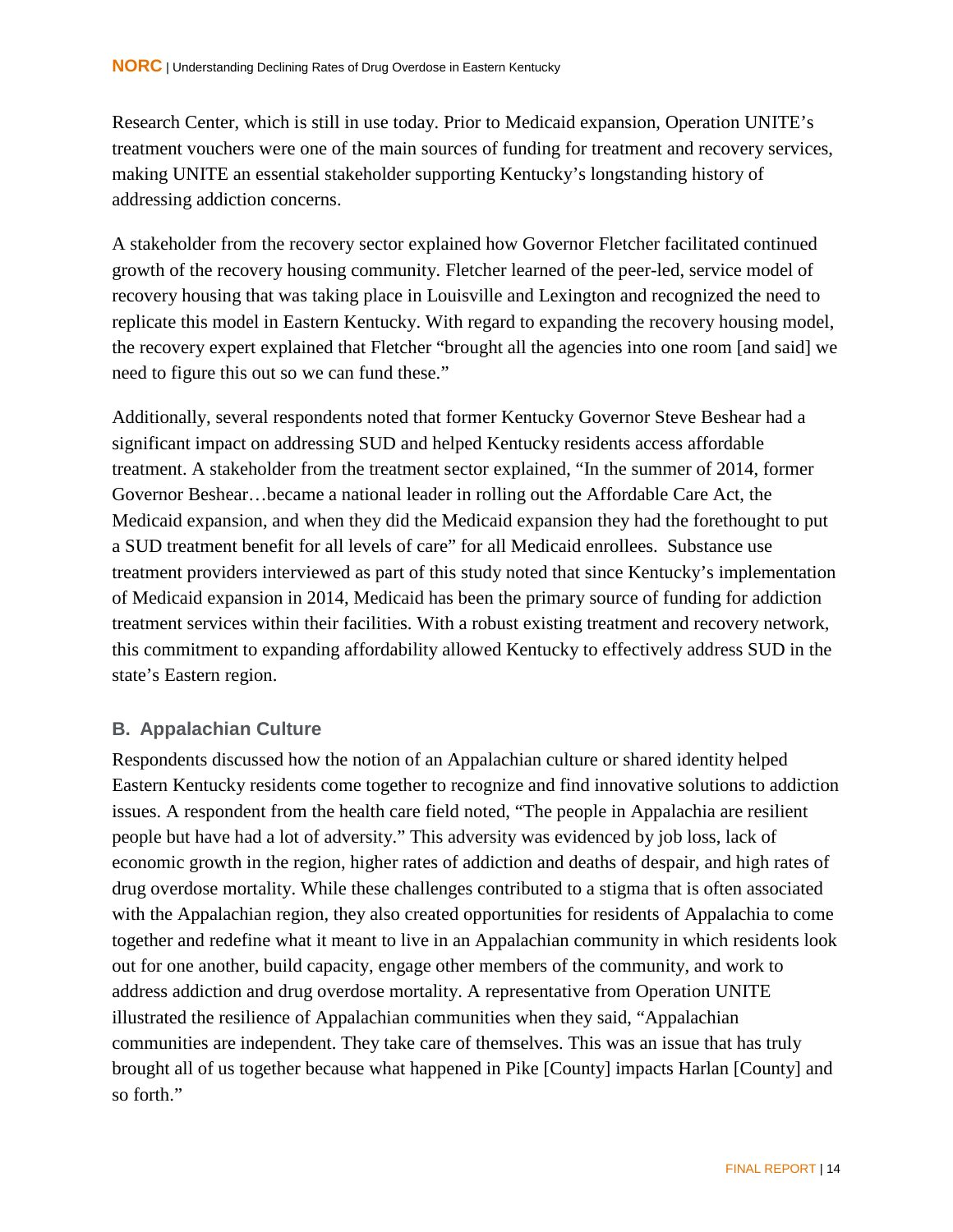Research Center, which is still in use today. Prior to Medicaid expansion, Operation UNITE's treatment vouchers were one of the main sources of funding for treatment and recovery services, making UNITE an essential stakeholder supporting Kentucky's longstanding history of addressing addiction concerns.

A stakeholder from the recovery sector explained how Governor Fletcher facilitated continued growth of the recovery housing community. Fletcher learned of the peer-led, service model of recovery housing that was taking place in Louisville and Lexington and recognized the need to replicate this model in Eastern Kentucky. With regard to expanding the recovery housing model, the recovery expert explained that Fletcher "brought all the agencies into one room [and said] we need to figure this out so we can fund these."

Additionally, several respondents noted that former Kentucky Governor Steve Beshear had a significant impact on addressing SUD and helped Kentucky residents access affordable treatment. A stakeholder from the treatment sector explained, "In the summer of 2014, former Governor Beshear…became a national leader in rolling out the Affordable Care Act, the Medicaid expansion, and when they did the Medicaid expansion they had the forethought to put a SUD treatment benefit for all levels of care" for all Medicaid enrollees. Substance use treatment providers interviewed as part of this study noted that since Kentucky's implementation of Medicaid expansion in 2014, Medicaid has been the primary source of funding for addiction treatment services within their facilities. With a robust existing treatment and recovery network, this commitment to expanding affordability allowed Kentucky to effectively address SUD in the state's Eastern region.

## B. Appalachian Culture

Respondents discussed how the notion of an Appalachian culture or shared identity helped Eastern Kentucky residents come together to recognize and find innovative solutions to addiction issues. A respondent from the health care field noted, "The people in Appalachia are resilient people but have had a lot of adversity." This adversity was evidenced by job loss, lack of economic growth in the region, higher rates of addiction and deaths of despair, and high rates of drug overdose mortality. While these challenges contributed to a stigma that is often associated with the Appalachian region, they also created opportunities for residents of Appalachia to come together and redefine what it meant to live in an Appalachian community in which residents look out for one another, build capacity, engage other members of the community, and work to address addiction and drug overdose mortality. A representative from Operation UNITE illustrated the resilience of Appalachian communities when they said, "Appalachian communities are independent. They take care of themselves. This was an issue that has truly brought all of us together because what happened in Pike [County] impacts Harlan [County] and so forth."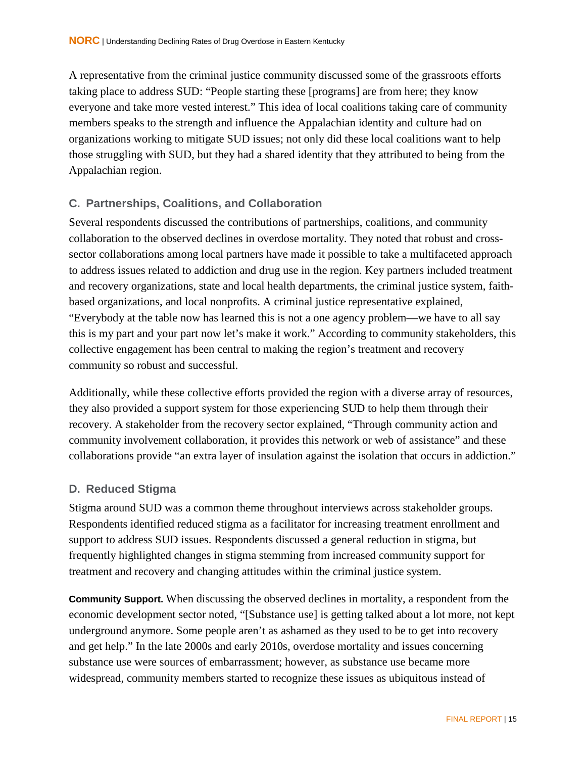A representative from the criminal justice community discussed some of the grassroots efforts taking place to address SUD: "People starting these [programs] are from here; they know everyone and take more vested interest." This idea of local coalitions taking care of community members speaks to the strength and influence the Appalachian identity and culture had on organizations working to mitigate SUD issues; not only did these local coalitions want to help those struggling with SUD, but they had a shared identity that they attributed to being from the Appalachian region.

### C. Partnerships, Coalitions, and Collaboration

Several respondents discussed the contributions of partnerships, coalitions, and community collaboration to the observed declines in overdose mortality. They noted that robust and cross-sector collaborations among local partners have made it possible to take a multifaceted approach to address issues related to addiction and drug use in the region. Key partners included treatment and recovery organizations, state and local health departments, the criminal justice system, faith-based organizations, and local nonprofits. A criminal justice representative explained, "Everybody at the table now has learned this is not a one agency problem—we have to all say this is my part and your part now let's make it work." According to community stakeholders, this collective engagement has been central to making the region's treatment and recovery community so robust and successful.

Additionally, while these collective efforts provided the region with a diverse array of resources, they also provided a support system for those experiencing SUD to help them through their recovery. A stakeholder from the recovery sector explained, "Through community action and community involvement collaboration, it provides this network or web of assistance" and these collaborations provide "an extra layer of insulation against the isolation that occurs in addiction."

### D. Reduced Stigma

Stigma around SUD was a common theme throughout interviews across stakeholder groups. Respondents identified reduced stigma as a facilitator for increasing treatment enrollment and support to address SUD issues. Respondents discussed a general reduction in stigma, but frequently highlighted changes in stigma stemming from increased community support for treatment and recovery and changing attitudes within the criminal justice system.

**Community Support.** When discussing the observed declines in mortality, a respondent from the economic development sector noted, "[Substance use] is getting talked about a lot more, not kept underground anymore. Some people aren't as ashamed as they used to be to get into recovery and get help." In the late 2000s and early 2010s, overdose mortality and issues concerning substance use were sources of embarrassment; however, as substance use became more widespread, community members started to recognize these issues as ubiquitous instead of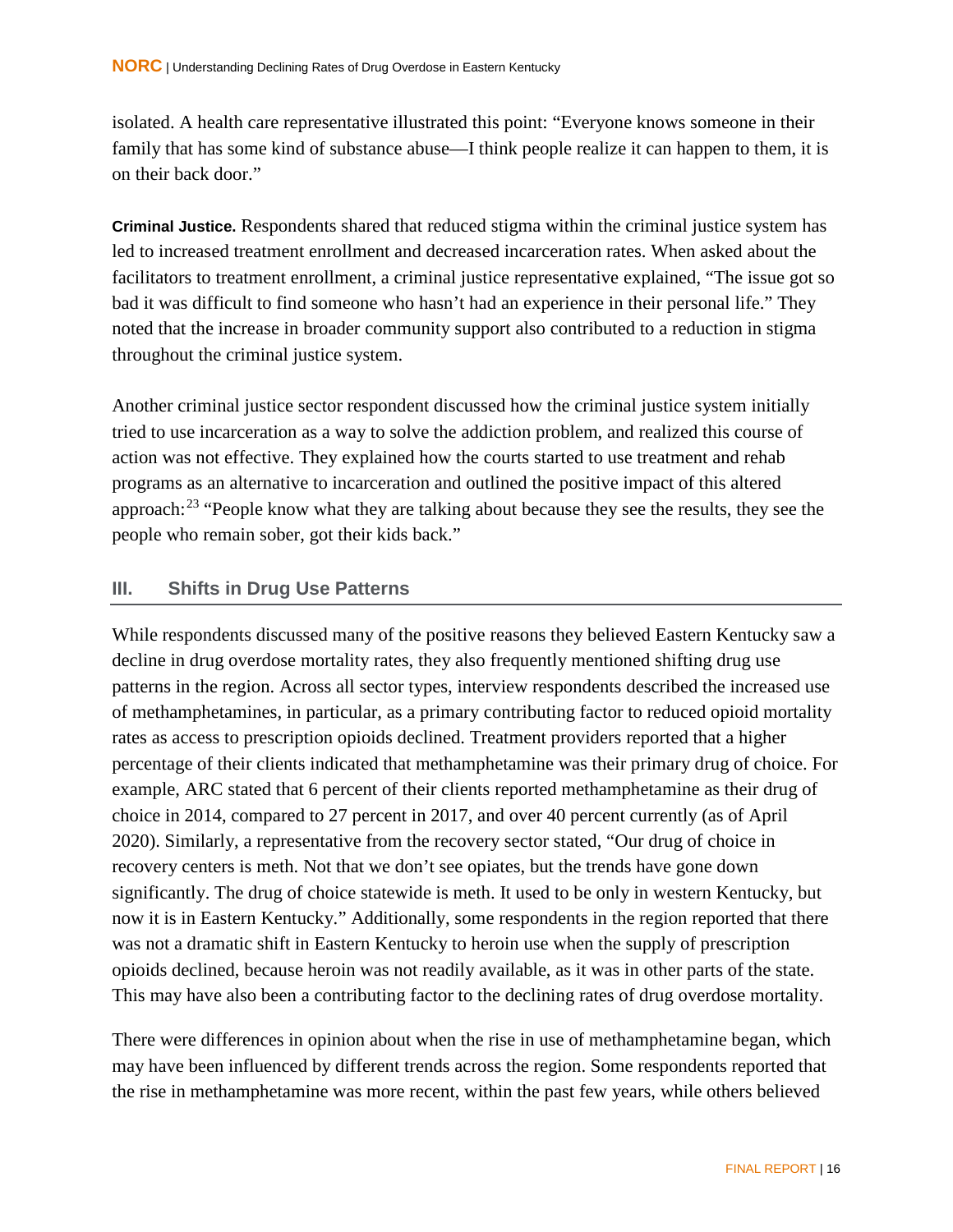isolated. A health care representative illustrated this point: "Everyone knows someone in their family that has some kind of substance abuse—I think people realize it can happen to them, it is on their back door."

**Criminal Justice.** Respondents shared that reduced stigma within the criminal justice system has led to increased treatment enrollment and decreased incarceration rates. When asked about the facilitators to treatment enrollment, a criminal justice representative explained, "The issue got so bad it was difficult to find someone who hasn't had an experience in their personal life." They noted that the increase in broader community support also contributed to a reduction in stigma throughout the criminal justice system.

Another criminal justice sector respondent discussed how the criminal justice system initially tried to use incarceration as a way to solve the addiction problem, and realized this course of action was not effective. They explained how the courts started to use treatment and rehab programs as an alternative to incarceration and outlined the positive impact of this altered approach:[23] "People know what they are talking about because they see the results, they see the people who remain sober, got their kids back."

## III. Shifts in Drug Use Patterns

While respondents discussed many of the positive reasons they believed Eastern Kentucky saw a decline in drug overdose mortality rates, they also frequently mentioned shifting drug use patterns in the region. Across all sector types, interview respondents described the increased use of methamphetamines, in particular, as a primary contributing factor to reduced opioid mortality rates as access to prescription opioids declined. Treatment providers reported that a higher percentage of their clients indicated that methamphetamine was their primary drug of choice. For example, ARC stated that 6 percent of their clients reported methamphetamine as their drug of choice in 2014, compared to 27 percent in 2017, and over 40 percent currently (as of April 2020). Similarly, a representative from the recovery sector stated, "Our drug of choice in recovery centers is meth. Not that we don't see opiates, but the trends have gone down significantly. The drug of choice statewide is meth. It used to be only in western Kentucky, but now it is in Eastern Kentucky." Additionally, some respondents in the region reported that there was not a dramatic shift in Eastern Kentucky to heroin use when the supply of prescription opioids declined, because heroin was not readily available, as it was in other parts of the state. This may have also been a contributing factor to the declining rates of drug overdose mortality.

There were differences in opinion about when the rise in use of methamphetamine began, which may have been influenced by different trends across the region. Some respondents reported that the rise in methamphetamine was more recent, within the past few years, while others believed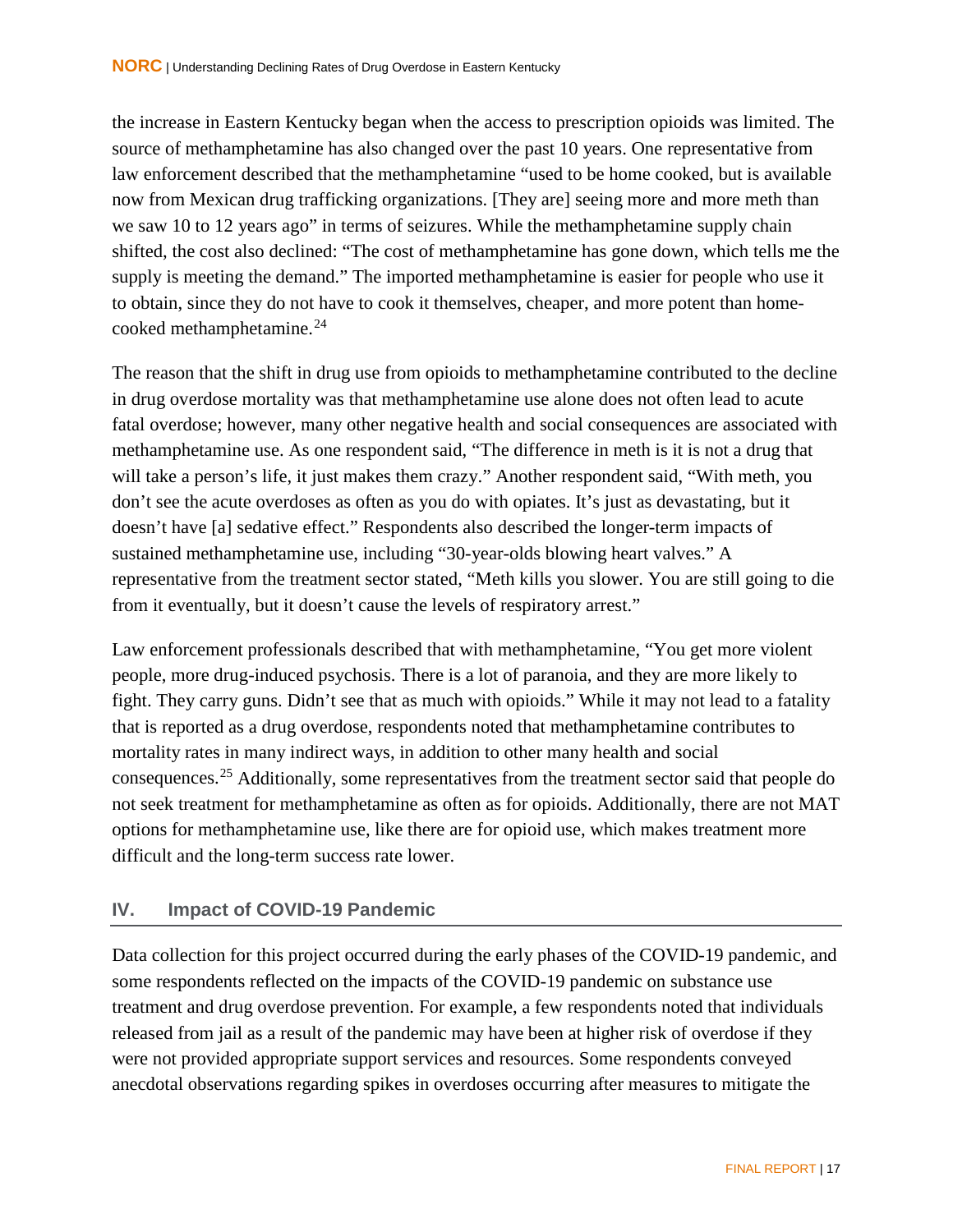the increase in Eastern Kentucky began when the access to prescription opioids was limited. The source of methamphetamine has also changed over the past 10 years. One representative from law enforcement described that the methamphetamine "used to be home cooked, but is available now from Mexican drug trafficking organizations. [They are] seeing more and more meth than we saw 10 to 12 years ago" in terms of seizures. While the methamphetamine supply chain shifted, the cost also declined: "The cost of methamphetamine has gone down, which tells me the supply is meeting the demand." The imported methamphetamine is easier for people who use it to obtain, since they do not have to cook it themselves, cheaper, and more potent than home-cooked methamphetamine.[24]

The reason that the shift in drug use from opioids to methamphetamine contributed to the decline in drug overdose mortality was that methamphetamine use alone does not often lead to acute fatal overdose; however, many other negative health and social consequences are associated with methamphetamine use. As one respondent said, "The difference in meth is it is not a drug that will take a person's life, it just makes them crazy." Another respondent said, "With meth, you don't see the acute overdoses as often as you do with opiates. It's just as devastating, but it doesn't have [a] sedative effect." Respondents also described the longer-term impacts of sustained methamphetamine use, including "30-year-olds blowing heart valves." A representative from the treatment sector stated, "Meth kills you slower. You are still going to die from it eventually, but it doesn't cause the levels of respiratory arrest."

Law enforcement professionals described that with methamphetamine, "You get more violent people, more drug-induced psychosis. There is a lot of paranoia, and they are more likely to fight. They carry guns. Didn't see that as much with opioids." While it may not lead to a fatality that is reported as a drug overdose, respondents noted that methamphetamine contributes to mortality rates in many indirect ways, in addition to other many health and social consequences.[25] Additionally, some representatives from the treatment sector said that people do not seek treatment for methamphetamine as often as for opioids. Additionally, there are not MAT options for methamphetamine use, like there are for opioid use, which makes treatment more difficult and the long-term success rate lower.

## IV. Impact of COVID-19 Pandemic

Data collection for this project occurred during the early phases of the COVID-19 pandemic, and some respondents reflected on the impacts of the COVID-19 pandemic on substance use treatment and drug overdose prevention. For example, a few respondents noted that individuals released from jail as a result of the pandemic may have been at higher risk of overdose if they were not provided appropriate support services and resources. Some respondents conveyed anecdotal observations regarding spikes in overdoses occurring after measures to mitigate the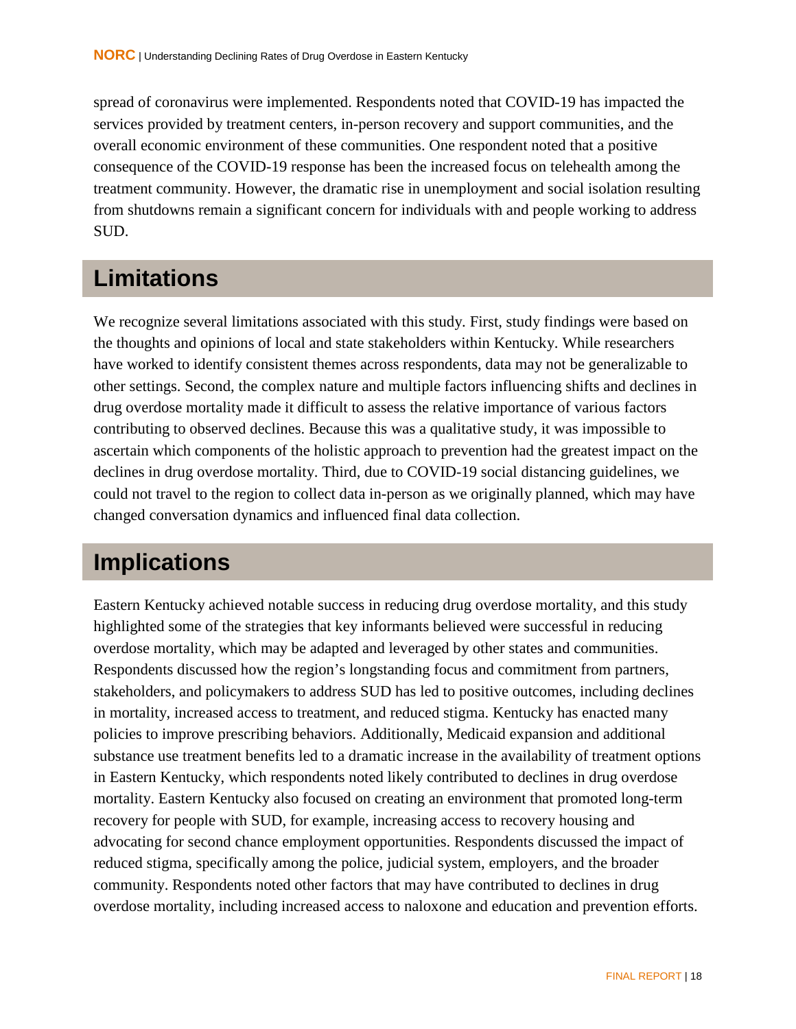spread of coronavirus were implemented. Respondents noted that COVID-19 has impacted the services provided by treatment centers, in-person recovery and support communities, and the overall economic environment of these communities. One respondent noted that a positive consequence of the COVID-19 response has been the increased focus on telehealth among the treatment community. However, the dramatic rise in unemployment and social isolation resulting from shutdowns remain a significant concern for individuals with and people working to address SUD.

## Limitations

We recognize several limitations associated with this study. First, study findings were based on the thoughts and opinions of local and state stakeholders within Kentucky. While researchers have worked to identify consistent themes across respondents, data may not be generalizable to other settings. Second, the complex nature and multiple factors influencing shifts and declines in drug overdose mortality made it difficult to assess the relative importance of various factors contributing to observed declines. Because this was a qualitative study, it was impossible to ascertain which components of the holistic approach to prevention had the greatest impact on the declines in drug overdose mortality. Third, due to COVID-19 social distancing guidelines, we could not travel to the region to collect data in-person as we originally planned, which may have changed conversation dynamics and influenced final data collection.

## Implications

Eastern Kentucky achieved notable success in reducing drug overdose mortality, and this study highlighted some of the strategies that key informants believed were successful in reducing overdose mortality, which may be adapted and leveraged by other states and communities. Respondents discussed how the region's longstanding focus and commitment from partners, stakeholders, and policymakers to address SUD has led to positive outcomes, including declines in mortality, increased access to treatment, and reduced stigma. Kentucky has enacted many policies to improve prescribing behaviors. Additionally, Medicaid expansion and additional substance use treatment benefits led to a dramatic increase in the availability of treatment options in Eastern Kentucky, which respondents noted likely contributed to declines in drug overdose mortality. Eastern Kentucky also focused on creating an environment that promoted long-term recovery for people with SUD, for example, increasing access to recovery housing and advocating for second chance employment opportunities. Respondents discussed the impact of reduced stigma, specifically among the police, judicial system, employers, and the broader community. Respondents noted other factors that may have contributed to declines in drug overdose mortality, including increased access to naloxone and education and prevention efforts.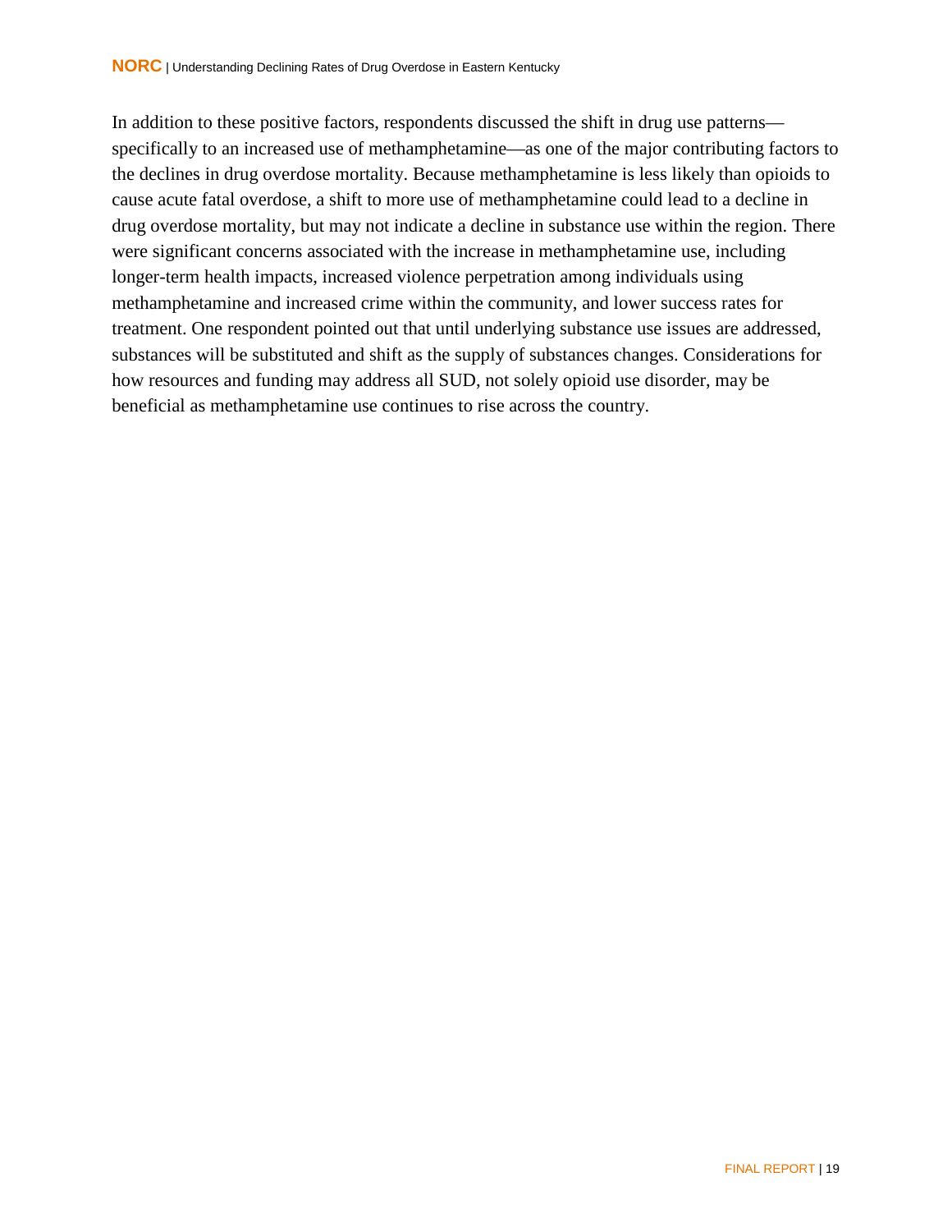In addition to these positive factors, respondents discussed the shift in drug use patterns—specifically to an increased use of methamphetamine—as one of the major contributing factors to the declines in drug overdose mortality. Because methamphetamine is less likely than opioids to cause acute fatal overdose, a shift to more use of methamphetamine could lead to a decline in drug overdose mortality, but may not indicate a decline in substance use within the region. There were significant concerns associated with the increase in methamphetamine use, including longer-term health impacts, increased violence perpetration among individuals using methamphetamine and increased crime within the community, and lower success rates for treatment. One respondent pointed out that until underlying substance use issues are addressed, substances will be substituted and shift as the supply of substances changes. Considerations for how resources and funding may address all SUD, not solely opioid use disorder, may be beneficial as methamphetamine use continues to rise across the country.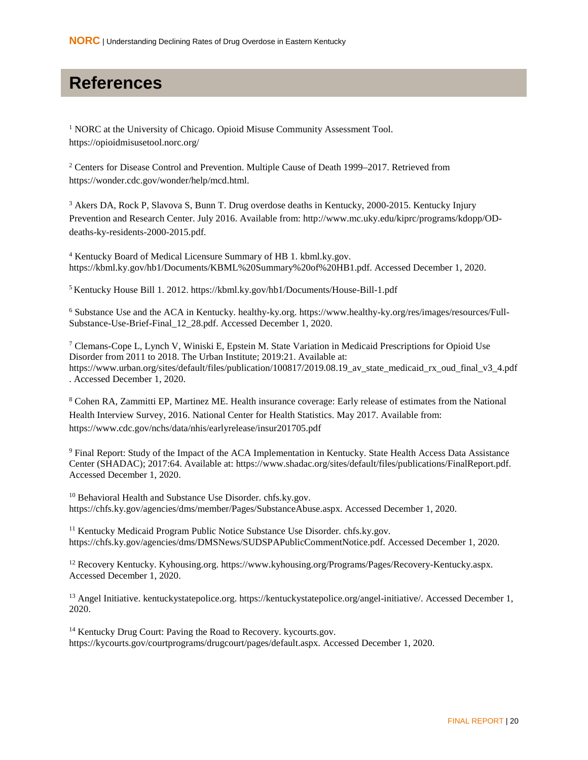## References

[1] NORC at the University of Chicago. Opioid Misuse Community Assessment Tool. https://opioidmisusetool.norc.org/

[2] Centers for Disease Control and Prevention. Multiple Cause of Death 1999–2017. Retrieved from https://wonder.cdc.gov/wonder/help/mcd.html.

[3] Akers DA, Rock P, Slavova S, Bunn T. Drug overdose deaths in Kentucky, 2000-2015. Kentucky Injury Prevention and Research Center. July 2016. Available from: http://www.mc.uky.edu/kiprc/programs/kdopp/OD-deaths-ky-residents-2000-2015.pdf.

[4] Kentucky Board of Medical Licensure Summary of HB 1. kbml.ky.gov. https://kbml.ky.gov/hb1/Documents/KBML%20Summary%20of%20HB1.pdf. Accessed December 1, 2020.

[5] Kentucky House Bill 1. 2012. https://kbml.ky.gov/hb1/Documents/House-Bill-1.pdf

[6] Substance Use and the ACA in Kentucky. healthy-ky.org. https://www.healthy-ky.org/res/images/resources/Full-Substance-Use-Brief-Final_12_28.pdf. Accessed December 1, 2020.

[7] Clemans-Cope L, Lynch V, Winiski E, Epstein M. State Variation in Medicaid Prescriptions for Opioid Use Disorder from 2011 to 2018. The Urban Institute; 2019:21. Available at: https://www.urban.org/sites/default/files/publication/100817/2019.08.19_av_state_medicaid_rx_oud_final_v3_4.pdf. Accessed December 1, 2020.

[8] Cohen RA, Zammitti EP, Martinez ME. Health insurance coverage: Early release of estimates from the National Health Interview Survey, 2016. National Center for Health Statistics. May 2017. Available from: https://www.cdc.gov/nchs/data/nhis/earlyrelease/insur201705.pdf

[9] Final Report: Study of the Impact of the ACA Implementation in Kentucky. State Health Access Data Assistance Center (SHADAC); 2017:64. Available at: https://www.shadac.org/sites/default/files/publications/FinalReport.pdf. Accessed December 1, 2020.

[10] Behavioral Health and Substance Use Disorder. chfs.ky.gov. https://chfs.ky.gov/agencies/dms/member/Pages/SubstanceAbuse.aspx. Accessed December 1, 2020.

[11] Kentucky Medicaid Program Public Notice Substance Use Disorder. chfs.ky.gov. https://chfs.ky.gov/agencies/dms/DMSNews/SUDSPAPublicCommentNotice.pdf. Accessed December 1, 2020.

[12] Recovery Kentucky. Kyhousing.org. https://www.kyhousing.org/Programs/Pages/Recovery-Kentucky.aspx. Accessed December 1, 2020.

[13] Angel Initiative. kentuckystatepolice.org. https://kentuckystatepolice.org/angel-initiative/. Accessed December 1, 2020.

[14] Kentucky Drug Court: Paving the Road to Recovery. kycourts.gov. https://kycourts.gov/courtprograms/drugcourt/pages/default.aspx. Accessed December 1, 2020.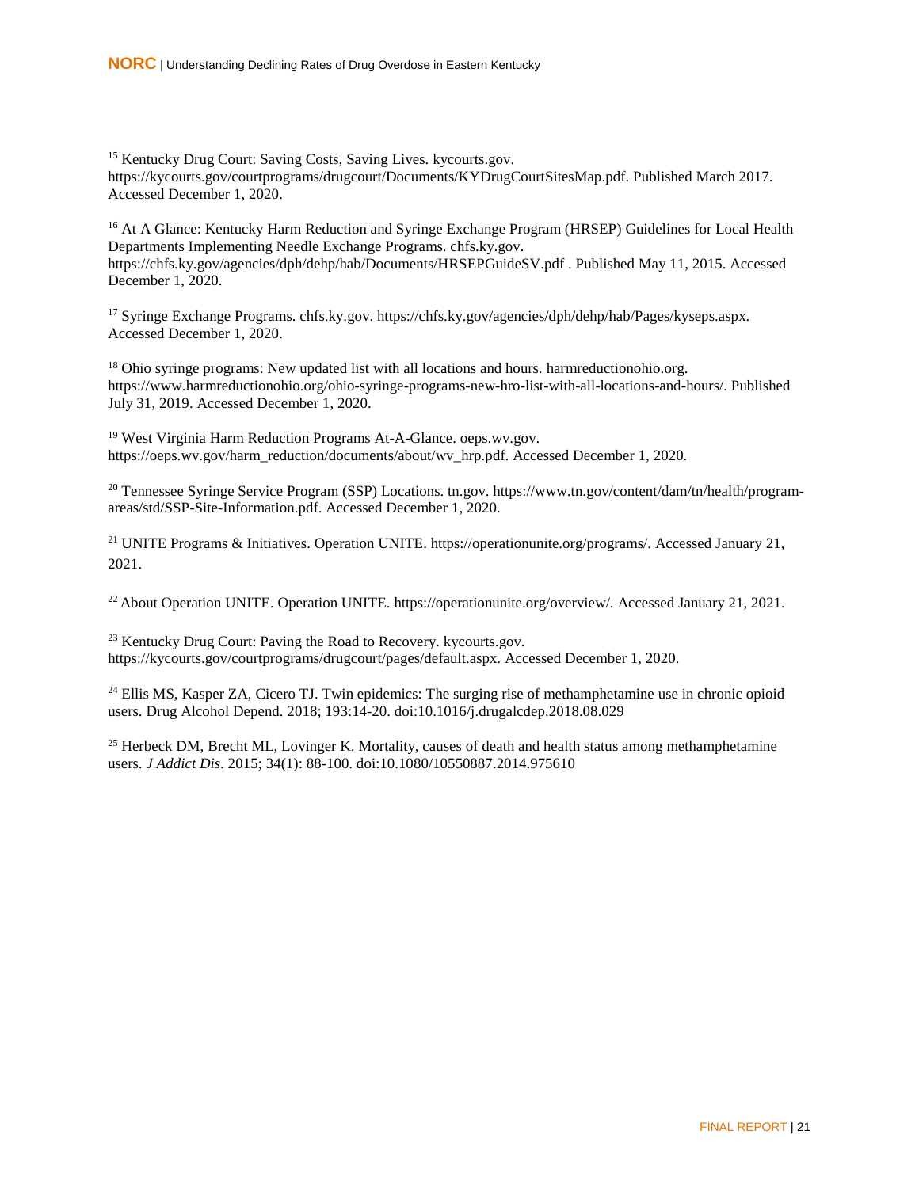[15] Kentucky Drug Court: Saving Costs, Saving Lives. kycourts.gov. https://kycourts.gov/courtprograms/drugcourt/Documents/KYDrugCourtSitesMap.pdf. Published March 2017. Accessed December 1, 2020.

[16] At A Glance: Kentucky Harm Reduction and Syringe Exchange Program (HRSEP) Guidelines for Local Health Departments Implementing Needle Exchange Programs. chfs.ky.gov. https://chfs.ky.gov/agencies/dph/dehp/hab/Documents/HRSEPGuideSV.pdf . Published May 11, 2015. Accessed December 1, 2020.

[17] Syringe Exchange Programs. chfs.ky.gov. https://chfs.ky.gov/agencies/dph/dehp/hab/Pages/kyseps.aspx. Accessed December 1, 2020.

[18] Ohio syringe programs: New updated list with all locations and hours. harmreductionohio.org. https://www.harmreductionohio.org/ohio-syringe-programs-new-hro-list-with-all-locations-and-hours/. Published July 31, 2019. Accessed December 1, 2020.

[19] West Virginia Harm Reduction Programs At-A-Glance. oeps.wv.gov. https://oeps.wv.gov/harm_reduction/documents/about/wv_hrp.pdf. Accessed December 1, 2020.

[20] Tennessee Syringe Service Program (SSP) Locations. tn.gov. https://www.tn.gov/content/dam/tn/health/program-areas/std/SSP-Site-Information.pdf. Accessed December 1, 2020.

[21] UNITE Programs & Initiatives. Operation UNITE. https://operationunite.org/programs/. Accessed January 21, 2021.

[22] About Operation UNITE. Operation UNITE. https://operationunite.org/overview/. Accessed January 21, 2021.

[23] Kentucky Drug Court: Paving the Road to Recovery. kycourts.gov. https://kycourts.gov/courtprograms/drugcourt/pages/default.aspx. Accessed December 1, 2020.

[24] Ellis MS, Kasper ZA, Cicero TJ. Twin epidemics: The surging rise of methamphetamine use in chronic opioid users. Drug Alcohol Depend. 2018; 193:14-20. doi:10.1016/j.drugalcdep.2018.08.029

[25] Herbeck DM, Brecht ML, Lovinger K. Mortality, causes of death and health status among methamphetamine users. *J Addict Dis*. 2015; 34(1): 88-100. doi:10.1080/10550887.2014.975610